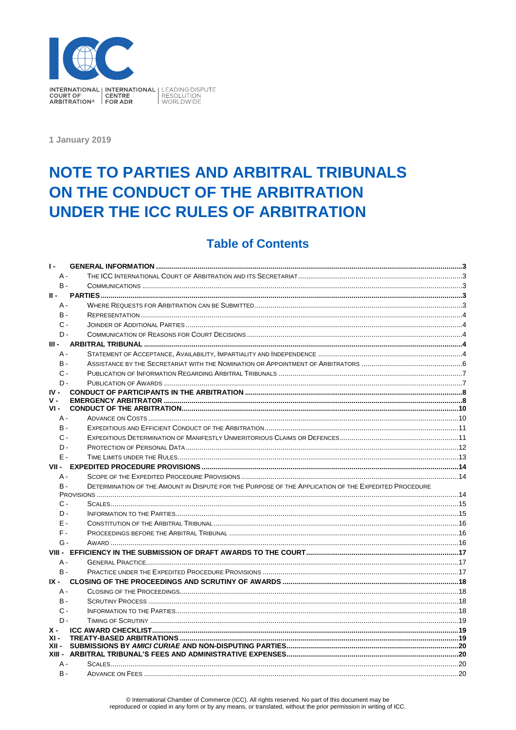INTERNATIONAL COURT OF ARBITRATION® | INTERNATIONAL CENTRE FOR ADR | LEADING DISPUTE RESOLUTION WORLDWIDE

**1 January 2019**

# NOTE TO PARTIES AND ARBITRAL TRIBUNALS ON THE CONDUCT OF THE ARBITRATION UNDER THE ICC RULES OF ARBITRATION

## Table of Contents

| | | |
|---|---|---|
| **I -** | **GENERAL INFORMATION** | **3** |
| A - | THE ICC INTERNATIONAL COURT OF ARBITRATION AND ITS SECRETARIAT | 3 |
| B - | COMMUNICATIONS | 3 |
| **II -** | **PARTIES** | **3** |
| A - | WHERE REQUESTS FOR ARBITRATION CAN BE SUBMITTED | 3 |
| B - | REPRESENTATION | 4 |
| C - | JOINDER OF ADDITIONAL PARTIES | 4 |
| D - | COMMUNICATION OF REASONS FOR COURT DECISIONS | 4 |
| **III -** | **ARBITRAL TRIBUNAL** | **4** |
| A - | STATEMENT OF ACCEPTANCE, AVAILABILITY, IMPARTIALITY AND INDEPENDENCE | 4 |
| B - | ASSISTANCE BY THE SECRETARIAT WITH THE NOMINATION OR APPOINTMENT OF ARBITRATORS | 6 |
| C - | PUBLICATION OF INFORMATION REGARDING ARBITRAL TRIBUNALS | 7 |
| D - | PUBLICATION OF AWARDS | 7 |
| **IV -** | **CONDUCT OF PARTICIPANTS IN THE ARBITRATION** | **8** |
| **V -** | **EMERGENCY ARBITRATOR** | **8** |
| **VI -** | **CONDUCT OF THE ARBITRATION** | **10** |
| A - | ADVANCE ON COSTS | 10 |
| B - | EXPEDITIOUS AND EFFICIENT CONDUCT OF THE ARBITRATION | 11 |
| C - | EXPEDITIOUS DETERMINATION OF MANIFESTLY UNMERITORIOUS CLAIMS OR DEFENCES | 11 |
| D - | PROTECTION OF PERSONAL DATA | 12 |
| E - | TIME LIMITS UNDER THE RULES | 13 |
| **VII -** | **EXPEDITED PROCEDURE PROVISIONS** | **14** |
| A - | SCOPE OF THE EXPEDITED PROCEDURE PROVISIONS | 14 |
| B - | DETERMINATION OF THE AMOUNT IN DISPUTE FOR THE PURPOSE OF THE APPLICATION OF THE EXPEDITED PROCEDURE PROVISIONS | 14 |
| C - | SCALES | 15 |
| D - | INFORMATION TO THE PARTIES | 15 |
| E - | CONSTITUTION OF THE ARBITRAL TRIBUNAL | 16 |
| F - | PROCEEDINGS BEFORE THE ARBITRAL TRIBUNAL | 16 |
| G - | AWARD | 16 |
| **VIII -** | **EFFICIENCY IN THE SUBMISSION OF DRAFT AWARDS TO THE COURT** | **17** |
| A - | GENERAL PRACTICE | 17 |
| B - | PRACTICE UNDER THE EXPEDITED PROCEDURE PROVISIONS | 17 |
| **IX -** | **CLOSING OF THE PROCEEDINGS AND SCRUTINY OF AWARDS** | **18** |
| A - | CLOSING OF THE PROCEEDINGS | 18 |
| B - | SCRUTINY PROCESS | 18 |
| C - | INFORMATION TO THE PARTIES | 18 |
| D - | TIMING OF SCRUTINY | 19 |
| **X -** | **ICC AWARD CHECKLIST** | **19** |
| **XI -** | **TREATY-BASED ARBITRATIONS** | **19** |
| **XII -** | **SUBMISSIONS BY *AMICI CURIAE* AND NON-DISPUTING PARTIES** | **20** |
| **XIII -** | **ARBITRAL TRIBUNAL'S FEES AND ADMINISTRATIVE EXPENSES** | **20** |
| A - | SCALES | 20 |
| B - | ADVANCE ON FEES | 20 |

© International Chamber of Commerce (ICC). All rights reserved. No part of this document may be reproduced or copied in any form or by any means, or translated, without the prior permission in writing of ICC.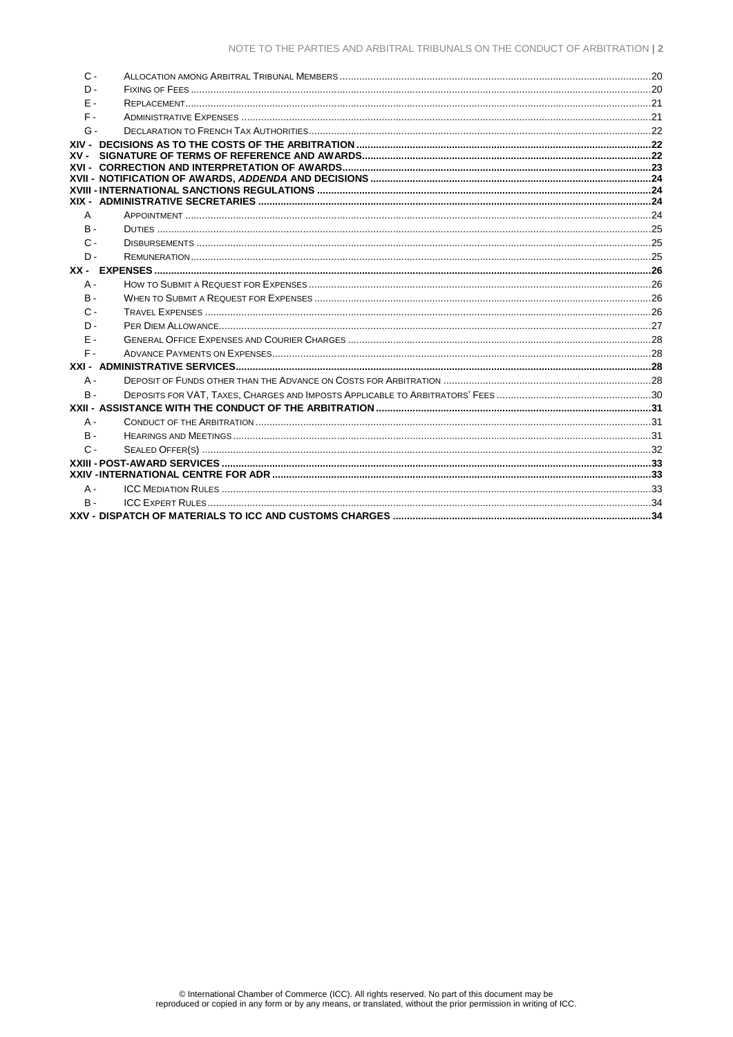| | | |
|---|---|---|
| C - | Allocation among Arbitral Tribunal Members | 20 |
| D - | Fixing of Fees | 20 |
| E - | Replacement | 21 |
| F - | Administrative Expenses | 21 |
| G - | Declaration to French Tax Authorities | 22 |
| **XIV -** | **DECISIONS AS TO THE COSTS OF THE ARBITRATION** | **22** |
| **XV -** | **SIGNATURE OF TERMS OF REFERENCE AND AWARDS** | **22** |
| **XVI -** | **CORRECTION AND INTERPRETATION OF AWARDS** | **23** |
| **XVII -** | **NOTIFICATION OF AWARDS, *ADDENDA* AND DECISIONS** | **24** |
| **XVIII -** | **INTERNATIONAL SANCTIONS REGULATIONS** | **24** |
| **XIX -** | **ADMINISTRATIVE SECRETARIES** | **24** |
| A | Appointment | 24 |
| B - | Duties | 25 |
| C - | Disbursements | 25 |
| D - | Remuneration | 25 |
| **XX -** | **EXPENSES** | **26** |
| A - | How to Submit a Request for Expenses | 26 |
| B - | When to Submit a Request for Expenses | 26 |
| C - | Travel Expenses | 26 |
| D - | Per Diem Allowance | 27 |
| E - | General Office Expenses and Courier Charges | 28 |
| F - | Advance Payments on Expenses | 28 |
| **XXI -** | **ADMINISTRATIVE SERVICES** | **28** |
| A - | Deposit of Funds other than the Advance on Costs for Arbitration | 28 |
| B - | Deposits for VAT, Taxes, Charges and Imposts Applicable to Arbitrators' Fees | 30 |
| **XXII -** | **ASSISTANCE WITH THE CONDUCT OF THE ARBITRATION** | **31** |
| A - | Conduct of the Arbitration | 31 |
| B - | Hearings and Meetings | 31 |
| C - | Sealed Offer(s) | 32 |
| **XXIII -** | **POST-AWARD SERVICES** | **33** |
| **XXIV -** | **INTERNATIONAL CENTRE FOR ADR** | **33** |
| A - | ICC Mediation Rules | 33 |
| B - | ICC Expert Rules | 34 |
| **XXV -** | **DISPATCH OF MATERIALS TO ICC AND CUSTOMS CHARGES** | **34** |

© International Chamber of Commerce (ICC). All rights reserved. No part of this document may be reproduced or copied in any form or by any means, or translated, without the prior permission in writing of ICC.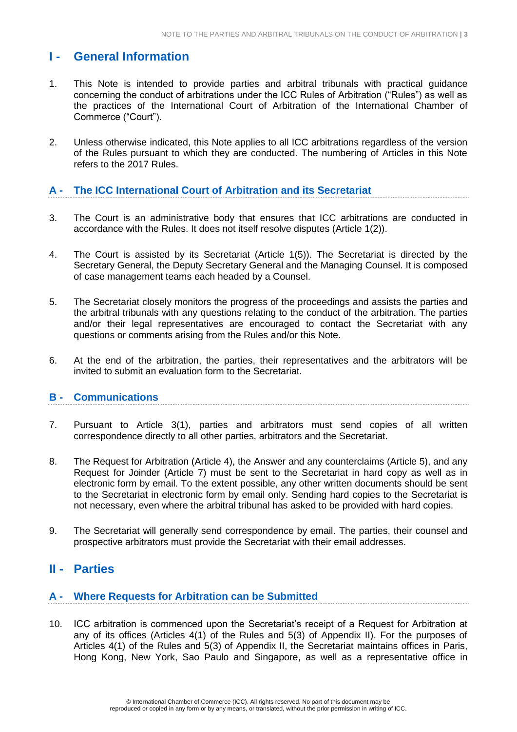# I - General Information

1. This Note is intended to provide parties and arbitral tribunals with practical guidance concerning the conduct of arbitrations under the ICC Rules of Arbitration ("Rules") as well as the practices of the International Court of Arbitration of the International Chamber of Commerce ("Court").

2. Unless otherwise indicated, this Note applies to all ICC arbitrations regardless of the version of the Rules pursuant to which they are conducted. The numbering of Articles in this Note refers to the 2017 Rules.

## A - The ICC International Court of Arbitration and its Secretariat

3. The Court is an administrative body that ensures that ICC arbitrations are conducted in accordance with the Rules. It does not itself resolve disputes (Article 1(2)).

4. The Court is assisted by its Secretariat (Article 1(5)). The Secretariat is directed by the Secretary General, the Deputy Secretary General and the Managing Counsel. It is composed of case management teams each headed by a Counsel.

5. The Secretariat closely monitors the progress of the proceedings and assists the parties and the arbitral tribunals with any questions relating to the conduct of the arbitration. The parties and/or their legal representatives are encouraged to contact the Secretariat with any questions or comments arising from the Rules and/or this Note.

6. At the end of the arbitration, the parties, their representatives and the arbitrators will be invited to submit an evaluation form to the Secretariat.

## B - Communications

7. Pursuant to Article 3(1), parties and arbitrators must send copies of all written correspondence directly to all other parties, arbitrators and the Secretariat.

8. The Request for Arbitration (Article 4), the Answer and any counterclaims (Article 5), and any Request for Joinder (Article 7) must be sent to the Secretariat in hard copy as well as in electronic form by email. To the extent possible, any other written documents should be sent to the Secretariat in electronic form by email only. Sending hard copies to the Secretariat is not necessary, even where the arbitral tribunal has asked to be provided with hard copies.

9. The Secretariat will generally send correspondence by email. The parties, their counsel and prospective arbitrators must provide the Secretariat with their email addresses.

# II - Parties

## A - Where Requests for Arbitration can be Submitted

10. ICC arbitration is commenced upon the Secretariat's receipt of a Request for Arbitration at any of its offices (Articles 4(1) of the Rules and 5(3) of Appendix II). For the purposes of Articles 4(1) of the Rules and 5(3) of Appendix II, the Secretariat maintains offices in Paris, Hong Kong, New York, Sao Paulo and Singapore, as well as a representative office in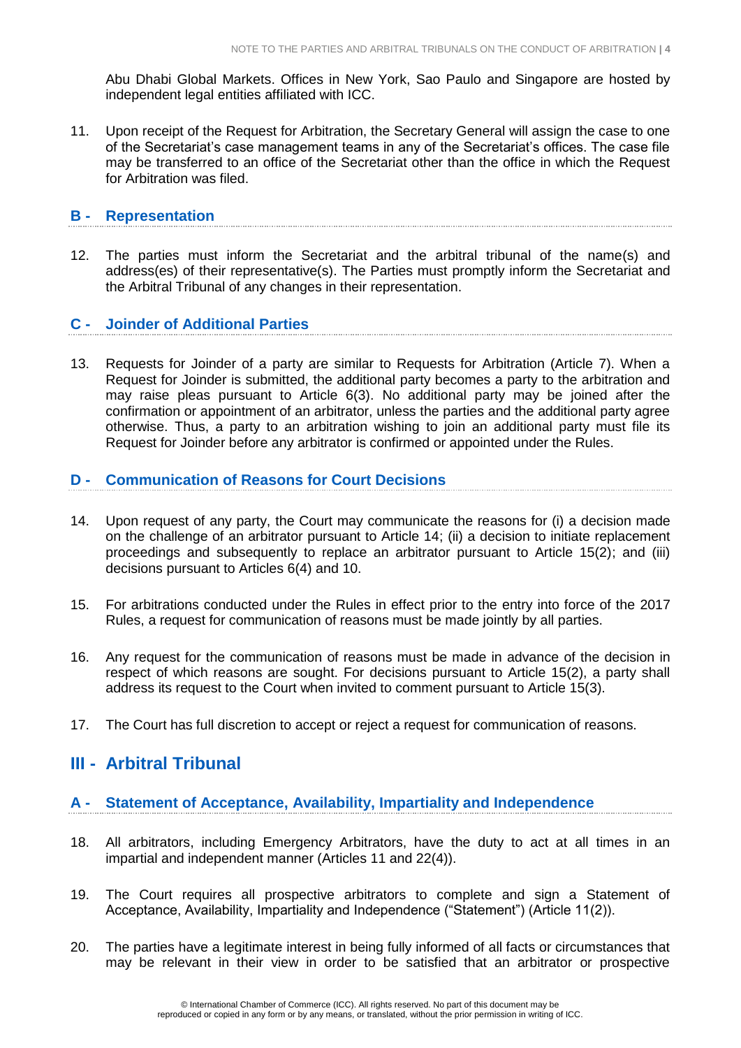Abu Dhabi Global Markets. Offices in New York, Sao Paulo and Singapore are hosted by independent legal entities affiliated with ICC.

11. Upon receipt of the Request for Arbitration, the Secretary General will assign the case to one of the Secretariat's case management teams in any of the Secretariat's offices. The case file may be transferred to an office of the Secretariat other than the office in which the Request for Arbitration was filed.

### B - Representation

12. The parties must inform the Secretariat and the arbitral tribunal of the name(s) and address(es) of their representative(s). The Parties must promptly inform the Secretariat and the Arbitral Tribunal of any changes in their representation.

### C - Joinder of Additional Parties

13. Requests for Joinder of a party are similar to Requests for Arbitration (Article 7). When a Request for Joinder is submitted, the additional party becomes a party to the arbitration and may raise pleas pursuant to Article 6(3). No additional party may be joined after the confirmation or appointment of an arbitrator, unless the parties and the additional party agree otherwise. Thus, a party to an arbitration wishing to join an additional party must file its Request for Joinder before any arbitrator is confirmed or appointed under the Rules.

### D - Communication of Reasons for Court Decisions

14. Upon request of any party, the Court may communicate the reasons for (i) a decision made on the challenge of an arbitrator pursuant to Article 14; (ii) a decision to initiate replacement proceedings and subsequently to replace an arbitrator pursuant to Article 15(2); and (iii) decisions pursuant to Articles 6(4) and 10.

15. For arbitrations conducted under the Rules in effect prior to the entry into force of the 2017 Rules, a request for communication of reasons must be made jointly by all parties.

16. Any request for the communication of reasons must be made in advance of the decision in respect of which reasons are sought. For decisions pursuant to Article 15(2), a party shall address its request to the Court when invited to comment pursuant to Article 15(3).

17. The Court has full discretion to accept or reject a request for communication of reasons.

## III - Arbitral Tribunal

### A - Statement of Acceptance, Availability, Impartiality and Independence

18. All arbitrators, including Emergency Arbitrators, have the duty to act at all times in an impartial and independent manner (Articles 11 and 22(4)).

19. The Court requires all prospective arbitrators to complete and sign a Statement of Acceptance, Availability, Impartiality and Independence ("Statement") (Article 11(2)).

20. The parties have a legitimate interest in being fully informed of all facts or circumstances that may be relevant in their view in order to be satisfied that an arbitrator or prospective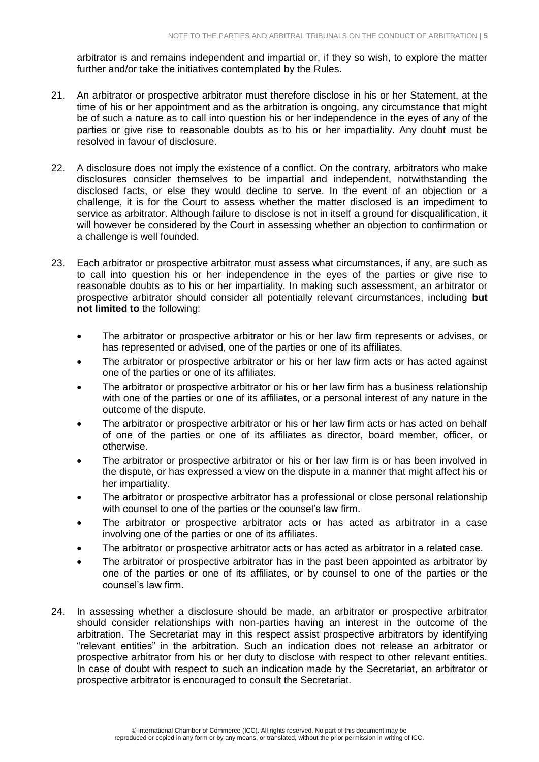arbitrator is and remains independent and impartial or, if they so wish, to explore the matter further and/or take the initiatives contemplated by the Rules.

21. An arbitrator or prospective arbitrator must therefore disclose in his or her Statement, at the time of his or her appointment and as the arbitration is ongoing, any circumstance that might be of such a nature as to call into question his or her independence in the eyes of any of the parties or give rise to reasonable doubts as to his or her impartiality. Any doubt must be resolved in favour of disclosure.

22. A disclosure does not imply the existence of a conflict. On the contrary, arbitrators who make disclosures consider themselves to be impartial and independent, notwithstanding the disclosed facts, or else they would decline to serve. In the event of an objection or a challenge, it is for the Court to assess whether the matter disclosed is an impediment to service as arbitrator. Although failure to disclose is not in itself a ground for disqualification, it will however be considered by the Court in assessing whether an objection to confirmation or a challenge is well founded.

23. Each arbitrator or prospective arbitrator must assess what circumstances, if any, are such as to call into question his or her independence in the eyes of the parties or give rise to reasonable doubts as to his or her impartiality. In making such assessment, an arbitrator or prospective arbitrator should consider all potentially relevant circumstances, including **but not limited to** the following:

    - The arbitrator or prospective arbitrator or his or her law firm represents or advises, or has represented or advised, one of the parties or one of its affiliates.
    - The arbitrator or prospective arbitrator or his or her law firm acts or has acted against one of the parties or one of its affiliates.
    - The arbitrator or prospective arbitrator or his or her law firm has a business relationship with one of the parties or one of its affiliates, or a personal interest of any nature in the outcome of the dispute.
    - The arbitrator or prospective arbitrator or his or her law firm acts or has acted on behalf of one of the parties or one of its affiliates as director, board member, officer, or otherwise.
    - The arbitrator or prospective arbitrator or his or her law firm is or has been involved in the dispute, or has expressed a view on the dispute in a manner that might affect his or her impartiality.
    - The arbitrator or prospective arbitrator has a professional or close personal relationship with counsel to one of the parties or the counsel's law firm.
    - The arbitrator or prospective arbitrator acts or has acted as arbitrator in a case involving one of the parties or one of its affiliates.
    - The arbitrator or prospective arbitrator acts or has acted as arbitrator in a related case.
    - The arbitrator or prospective arbitrator has in the past been appointed as arbitrator by one of the parties or one of its affiliates, or by counsel to one of the parties or the counsel's law firm.

24. In assessing whether a disclosure should be made, an arbitrator or prospective arbitrator should consider relationships with non-parties having an interest in the outcome of the arbitration. The Secretariat may in this respect assist prospective arbitrators by identifying "relevant entities" in the arbitration. Such an indication does not release an arbitrator or prospective arbitrator from his or her duty to disclose with respect to other relevant entities. In case of doubt with respect to such an indication made by the Secretariat, an arbitrator or prospective arbitrator is encouraged to consult the Secretariat.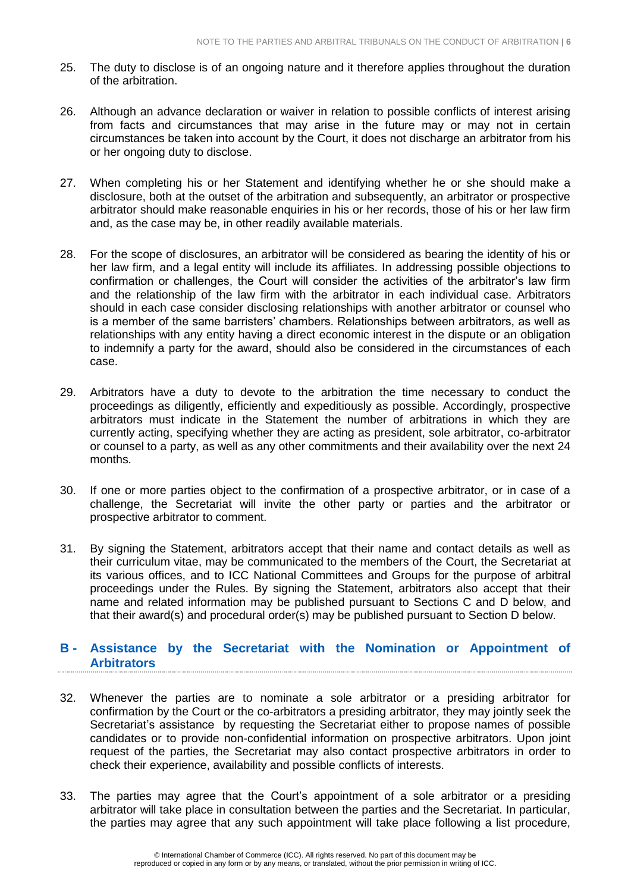25. The duty to disclose is of an ongoing nature and it therefore applies throughout the duration of the arbitration.

26. Although an advance declaration or waiver in relation to possible conflicts of interest arising from facts and circumstances that may arise in the future may or may not in certain circumstances be taken into account by the Court, it does not discharge an arbitrator from his or her ongoing duty to disclose.

27. When completing his or her Statement and identifying whether he or she should make a disclosure, both at the outset of the arbitration and subsequently, an arbitrator or prospective arbitrator should make reasonable enquiries in his or her records, those of his or her law firm and, as the case may be, in other readily available materials.

28. For the scope of disclosures, an arbitrator will be considered as bearing the identity of his or her law firm, and a legal entity will include its affiliates. In addressing possible objections to confirmation or challenges, the Court will consider the activities of the arbitrator's law firm and the relationship of the law firm with the arbitrator in each individual case. Arbitrators should in each case consider disclosing relationships with another arbitrator or counsel who is a member of the same barristers' chambers. Relationships between arbitrators, as well as relationships with any entity having a direct economic interest in the dispute or an obligation to indemnify a party for the award, should also be considered in the circumstances of each case.

29. Arbitrators have a duty to devote to the arbitration the time necessary to conduct the proceedings as diligently, efficiently and expeditiously as possible. Accordingly, prospective arbitrators must indicate in the Statement the number of arbitrations in which they are currently acting, specifying whether they are acting as president, sole arbitrator, co-arbitrator or counsel to a party, as well as any other commitments and their availability over the next 24 months.

30. If one or more parties object to the confirmation of a prospective arbitrator, or in case of a challenge, the Secretariat will invite the other party or parties and the arbitrator or prospective arbitrator to comment.

31. By signing the Statement, arbitrators accept that their name and contact details as well as their curriculum vitae, may be communicated to the members of the Court, the Secretariat at its various offices, and to ICC National Committees and Groups for the purpose of arbitral proceedings under the Rules. By signing the Statement, arbitrators also accept that their name and related information may be published pursuant to Sections C and D below, and that their award(s) and procedural order(s) may be published pursuant to Section D below.

## B - Assistance by the Secretariat with the Nomination or Appointment of Arbitrators

32. Whenever the parties are to nominate a sole arbitrator or a presiding arbitrator for confirmation by the Court or the co-arbitrators a presiding arbitrator, they may jointly seek the Secretariat's assistance by requesting the Secretariat either to propose names of possible candidates or to provide non-confidential information on prospective arbitrators. Upon joint request of the parties, the Secretariat may also contact prospective arbitrators in order to check their experience, availability and possible conflicts of interests.

33. The parties may agree that the Court's appointment of a sole arbitrator or a presiding arbitrator will take place in consultation between the parties and the Secretariat. In particular, the parties may agree that any such appointment will take place following a list procedure,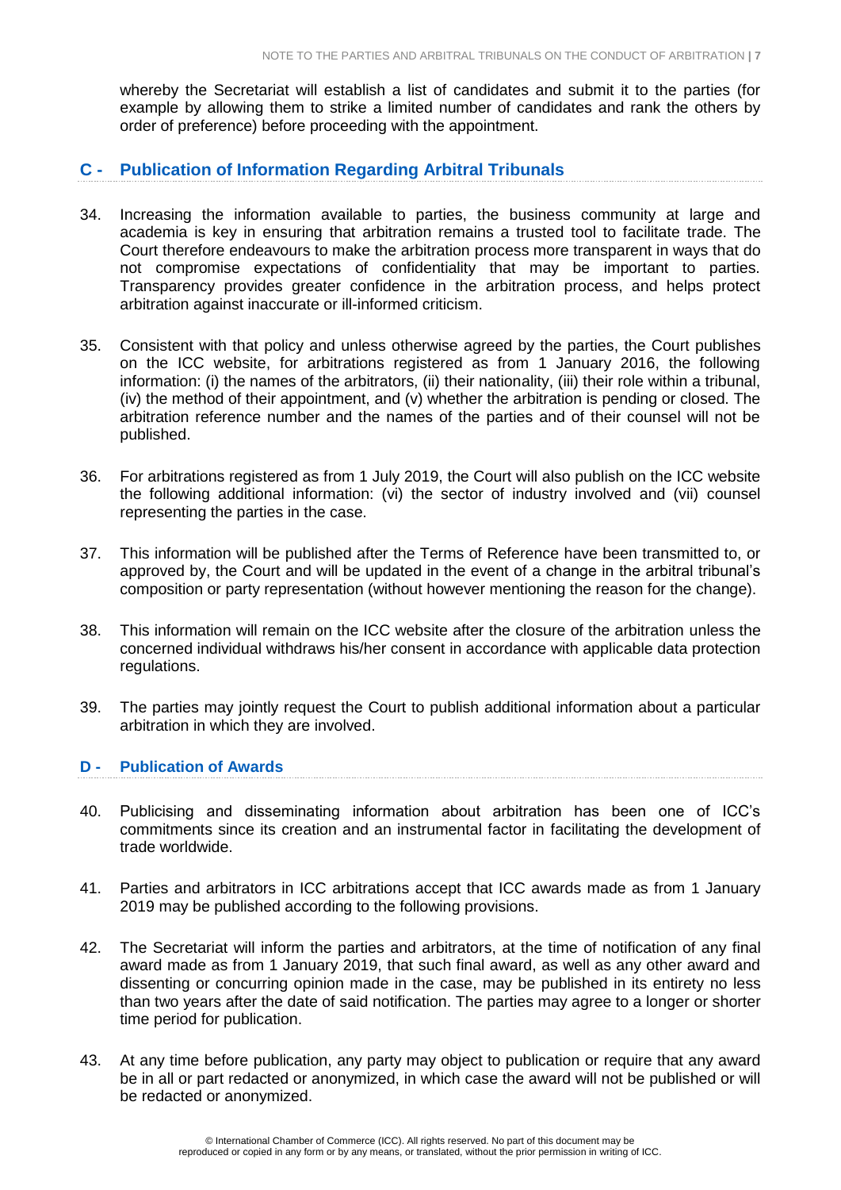whereby the Secretariat will establish a list of candidates and submit it to the parties (for example by allowing them to strike a limited number of candidates and rank the others by order of preference) before proceeding with the appointment.

## C - Publication of Information Regarding Arbitral Tribunals

34. Increasing the information available to parties, the business community at large and academia is key in ensuring that arbitration remains a trusted tool to facilitate trade. The Court therefore endeavours to make the arbitration process more transparent in ways that do not compromise expectations of confidentiality that may be important to parties. Transparency provides greater confidence in the arbitration process, and helps protect arbitration against inaccurate or ill-informed criticism.

35. Consistent with that policy and unless otherwise agreed by the parties, the Court publishes on the ICC website, for arbitrations registered as from 1 January 2016, the following information: (i) the names of the arbitrators, (ii) their nationality, (iii) their role within a tribunal, (iv) the method of their appointment, and (v) whether the arbitration is pending or closed. The arbitration reference number and the names of the parties and of their counsel will not be published.

36. For arbitrations registered as from 1 July 2019, the Court will also publish on the ICC website the following additional information: (vi) the sector of industry involved and (vii) counsel representing the parties in the case.

37. This information will be published after the Terms of Reference have been transmitted to, or approved by, the Court and will be updated in the event of a change in the arbitral tribunal's composition or party representation (without however mentioning the reason for the change).

38. This information will remain on the ICC website after the closure of the arbitration unless the concerned individual withdraws his/her consent in accordance with applicable data protection regulations.

39. The parties may jointly request the Court to publish additional information about a particular arbitration in which they are involved.

## D - Publication of Awards

40. Publicising and disseminating information about arbitration has been one of ICC's commitments since its creation and an instrumental factor in facilitating the development of trade worldwide.

41. Parties and arbitrators in ICC arbitrations accept that ICC awards made as from 1 January 2019 may be published according to the following provisions.

42. The Secretariat will inform the parties and arbitrators, at the time of notification of any final award made as from 1 January 2019, that such final award, as well as any other award and dissenting or concurring opinion made in the case, may be published in its entirety no less than two years after the date of said notification. The parties may agree to a longer or shorter time period for publication.

43. At any time before publication, any party may object to publication or require that any award be in all or part redacted or anonymized, in which case the award will not be published or will be redacted or anonymized.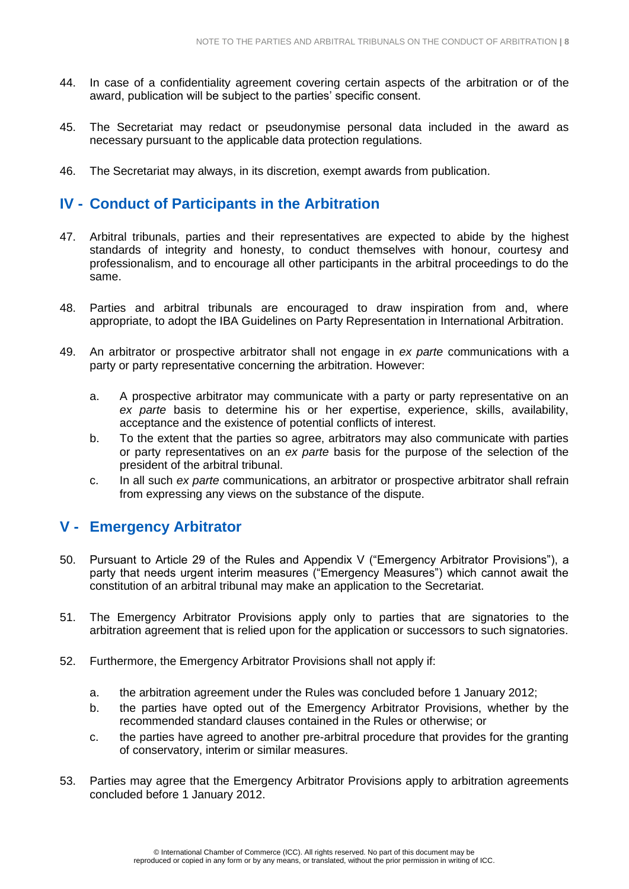44. In case of a confidentiality agreement covering certain aspects of the arbitration or of the award, publication will be subject to the parties' specific consent.

45. The Secretariat may redact or pseudonymise personal data included in the award as necessary pursuant to the applicable data protection regulations.

46. The Secretariat may always, in its discretion, exempt awards from publication.

## IV - Conduct of Participants in the Arbitration

47. Arbitral tribunals, parties and their representatives are expected to abide by the highest standards of integrity and honesty, to conduct themselves with honour, courtesy and professionalism, and to encourage all other participants in the arbitral proceedings to do the same.

48. Parties and arbitral tribunals are encouraged to draw inspiration from and, where appropriate, to adopt the IBA Guidelines on Party Representation in International Arbitration.

49. An arbitrator or prospective arbitrator shall not engage in *ex parte* communications with a party or party representative concerning the arbitration. However:

    a. A prospective arbitrator may communicate with a party or party representative on an *ex parte* basis to determine his or her expertise, experience, skills, availability, acceptance and the existence of potential conflicts of interest.
    b. To the extent that the parties so agree, arbitrators may also communicate with parties or party representatives on an *ex parte* basis for the purpose of the selection of the president of the arbitral tribunal.
    c. In all such *ex parte* communications, an arbitrator or prospective arbitrator shall refrain from expressing any views on the substance of the dispute.

## V - Emergency Arbitrator

50. Pursuant to Article 29 of the Rules and Appendix V ("Emergency Arbitrator Provisions"), a party that needs urgent interim measures ("Emergency Measures") which cannot await the constitution of an arbitral tribunal may make an application to the Secretariat.

51. The Emergency Arbitrator Provisions apply only to parties that are signatories to the arbitration agreement that is relied upon for the application or successors to such signatories.

52. Furthermore, the Emergency Arbitrator Provisions shall not apply if:

    a. the arbitration agreement under the Rules was concluded before 1 January 2012;
    b. the parties have opted out of the Emergency Arbitrator Provisions, whether by the recommended standard clauses contained in the Rules or otherwise; or
    c. the parties have agreed to another pre-arbitral procedure that provides for the granting of conservatory, interim or similar measures.

53. Parties may agree that the Emergency Arbitrator Provisions apply to arbitration agreements concluded before 1 January 2012.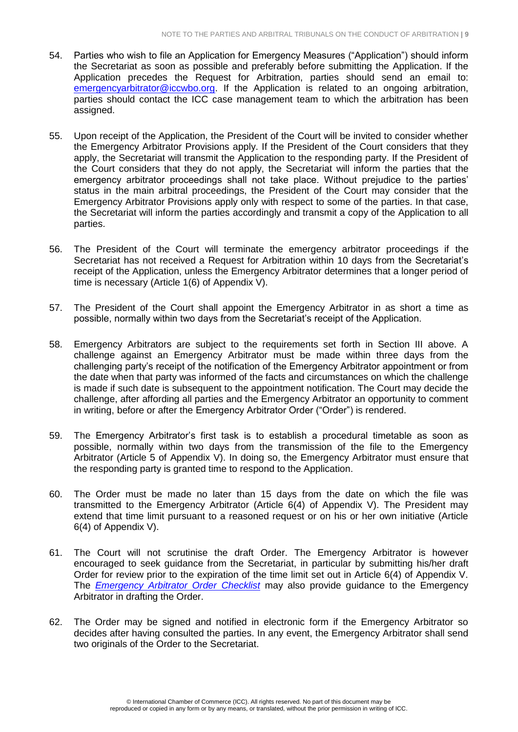54. Parties who wish to file an Application for Emergency Measures ("Application") should inform the Secretariat as soon as possible and preferably before submitting the Application. If the Application precedes the Request for Arbitration, parties should send an email to: emergencyarbitrator@iccwbo.org. If the Application is related to an ongoing arbitration, parties should contact the ICC case management team to which the arbitration has been assigned.

55. Upon receipt of the Application, the President of the Court will be invited to consider whether the Emergency Arbitrator Provisions apply. If the President of the Court considers that they apply, the Secretariat will transmit the Application to the responding party. If the President of the Court considers that they do not apply, the Secretariat will inform the parties that the emergency arbitrator proceedings shall not take place. Without prejudice to the parties' status in the main arbitral proceedings, the President of the Court may consider that the Emergency Arbitrator Provisions apply only with respect to some of the parties. In that case, the Secretariat will inform the parties accordingly and transmit a copy of the Application to all parties.

56. The President of the Court will terminate the emergency arbitrator proceedings if the Secretariat has not received a Request for Arbitration within 10 days from the Secretariat's receipt of the Application, unless the Emergency Arbitrator determines that a longer period of time is necessary (Article 1(6) of Appendix V).

57. The President of the Court shall appoint the Emergency Arbitrator in as short a time as possible, normally within two days from the Secretariat's receipt of the Application.

58. Emergency Arbitrators are subject to the requirements set forth in Section III above. A challenge against an Emergency Arbitrator must be made within three days from the challenging party's receipt of the notification of the Emergency Arbitrator appointment or from the date when that party was informed of the facts and circumstances on which the challenge is made if such date is subsequent to the appointment notification. The Court may decide the challenge, after affording all parties and the Emergency Arbitrator an opportunity to comment in writing, before or after the Emergency Arbitrator Order ("Order") is rendered.

59. The Emergency Arbitrator's first task is to establish a procedural timetable as soon as possible, normally within two days from the transmission of the file to the Emergency Arbitrator (Article 5 of Appendix V). In doing so, the Emergency Arbitrator must ensure that the responding party is granted time to respond to the Application.

60. The Order must be made no later than 15 days from the date on which the file was transmitted to the Emergency Arbitrator (Article 6(4) of Appendix V). The President may extend that time limit pursuant to a reasoned request or on his or her own initiative (Article 6(4) of Appendix V).

61. The Court will not scrutinise the draft Order. The Emergency Arbitrator is however encouraged to seek guidance from the Secretariat, in particular by submitting his/her draft Order for review prior to the expiration of the time limit set out in Article 6(4) of Appendix V. The *Emergency Arbitrator Order Checklist* may also provide guidance to the Emergency Arbitrator in drafting the Order.

62. The Order may be signed and notified in electronic form if the Emergency Arbitrator so decides after having consulted the parties. In any event, the Emergency Arbitrator shall send two originals of the Order to the Secretariat.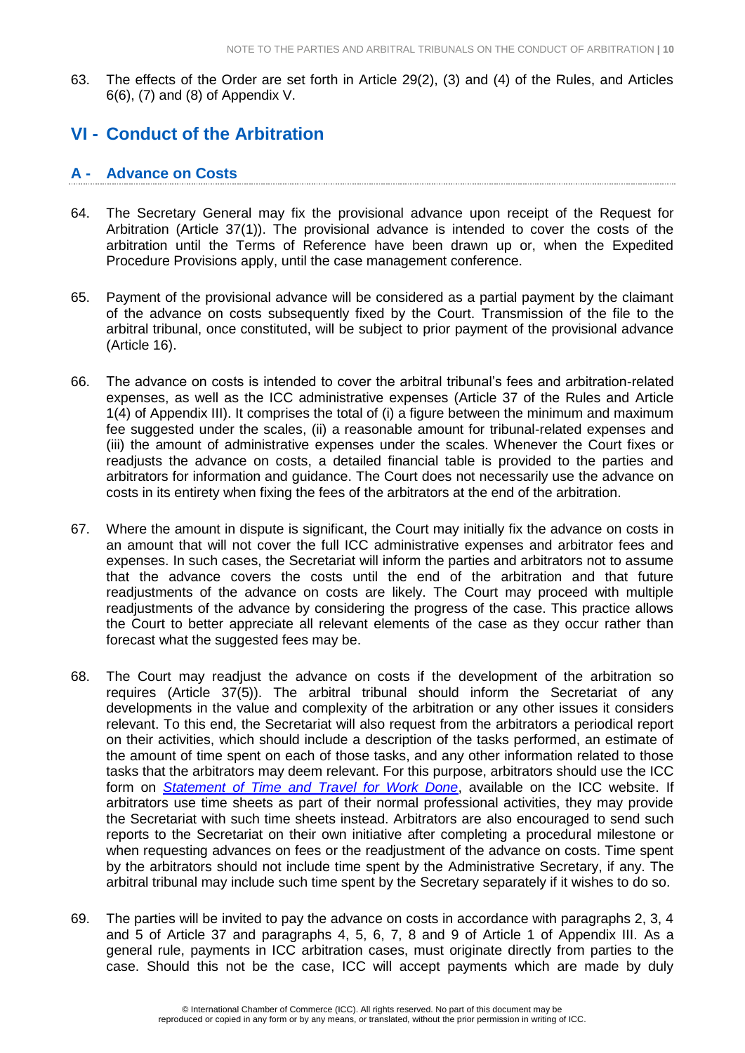63. The effects of the Order are set forth in Article 29(2), (3) and (4) of the Rules, and Articles 6(6), (7) and (8) of Appendix V.

# VI - Conduct of the Arbitration

## A - Advance on Costs

64. The Secretary General may fix the provisional advance upon receipt of the Request for Arbitration (Article 37(1)). The provisional advance is intended to cover the costs of the arbitration until the Terms of Reference have been drawn up or, when the Expedited Procedure Provisions apply, until the case management conference.

65. Payment of the provisional advance will be considered as a partial payment by the claimant of the advance on costs subsequently fixed by the Court. Transmission of the file to the arbitral tribunal, once constituted, will be subject to prior payment of the provisional advance (Article 16).

66. The advance on costs is intended to cover the arbitral tribunal's fees and arbitration-related expenses, as well as the ICC administrative expenses (Article 37 of the Rules and Article 1(4) of Appendix III). It comprises the total of (i) a figure between the minimum and maximum fee suggested under the scales, (ii) a reasonable amount for tribunal-related expenses and (iii) the amount of administrative expenses under the scales. Whenever the Court fixes or readjusts the advance on costs, a detailed financial table is provided to the parties and arbitrators for information and guidance. The Court does not necessarily use the advance on costs in its entirety when fixing the fees of the arbitrators at the end of the arbitration.

67. Where the amount in dispute is significant, the Court may initially fix the advance on costs in an amount that will not cover the full ICC administrative expenses and arbitrator fees and expenses. In such cases, the Secretariat will inform the parties and arbitrators not to assume that the advance covers the costs until the end of the arbitration and that future readjustments of the advance on costs are likely. The Court may proceed with multiple readjustments of the advance by considering the progress of the case. This practice allows the Court to better appreciate all relevant elements of the case as they occur rather than forecast what the suggested fees may be.

68. The Court may readjust the advance on costs if the development of the arbitration so requires (Article 37(5)). The arbitral tribunal should inform the Secretariat of any developments in the value and complexity of the arbitration or any other issues it considers relevant. To this end, the Secretariat will also request from the arbitrators a periodical report on their activities, which should include a description of the tasks performed, an estimate of the amount of time spent on each of those tasks, and any other information related to those tasks that the arbitrators may deem relevant. For this purpose, arbitrators should use the ICC form on *Statement of Time and Travel for Work Done*, available on the ICC website. If arbitrators use time sheets as part of their normal professional activities, they may provide the Secretariat with such time sheets instead. Arbitrators are also encouraged to send such reports to the Secretariat on their own initiative after completing a procedural milestone or when requesting advances on fees or the readjustment of the advance on costs. Time spent by the arbitrators should not include time spent by the Administrative Secretary, if any. The arbitral tribunal may include such time spent by the Secretary separately if it wishes to do so.

69. The parties will be invited to pay the advance on costs in accordance with paragraphs 2, 3, 4 and 5 of Article 37 and paragraphs 4, 5, 6, 7, 8 and 9 of Article 1 of Appendix III. As a general rule, payments in ICC arbitration cases, must originate directly from parties to the case. Should this not be the case, ICC will accept payments which are made by duly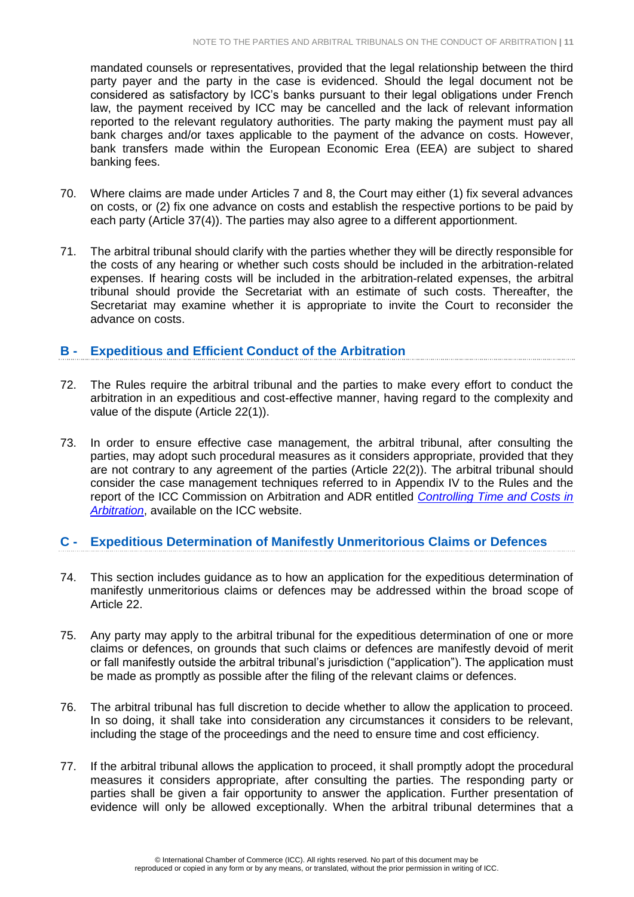mandated counsels or representatives, provided that the legal relationship between the third party payer and the party in the case is evidenced. Should the legal document not be considered as satisfactory by ICC's banks pursuant to their legal obligations under French law, the payment received by ICC may be cancelled and the lack of relevant information reported to the relevant regulatory authorities. The party making the payment must pay all bank charges and/or taxes applicable to the payment of the advance on costs. However, bank transfers made within the European Economic Erea (EEA) are subject to shared banking fees.

70. Where claims are made under Articles 7 and 8, the Court may either (1) fix several advances on costs, or (2) fix one advance on costs and establish the respective portions to be paid by each party (Article 37(4)). The parties may also agree to a different apportionment.

71. The arbitral tribunal should clarify with the parties whether they will be directly responsible for the costs of any hearing or whether such costs should be included in the arbitration-related expenses. If hearing costs will be included in the arbitration-related expenses, the arbitral tribunal should provide the Secretariat with an estimate of such costs. Thereafter, the Secretariat may examine whether it is appropriate to invite the Court to reconsider the advance on costs.

## B - Expeditious and Efficient Conduct of the Arbitration

72. The Rules require the arbitral tribunal and the parties to make every effort to conduct the arbitration in an expeditious and cost-effective manner, having regard to the complexity and value of the dispute (Article 22(1)).

73. In order to ensure effective case management, the arbitral tribunal, after consulting the parties, may adopt such procedural measures as it considers appropriate, provided that they are not contrary to any agreement of the parties (Article 22(2)). The arbitral tribunal should consider the case management techniques referred to in Appendix IV to the Rules and the report of the ICC Commission on Arbitration and ADR entitled *Controlling Time and Costs in Arbitration*, available on the ICC website.

## C - Expeditious Determination of Manifestly Unmeritorious Claims or Defences

74. This section includes guidance as to how an application for the expeditious determination of manifestly unmeritorious claims or defences may be addressed within the broad scope of Article 22.

75. Any party may apply to the arbitral tribunal for the expeditious determination of one or more claims or defences, on grounds that such claims or defences are manifestly devoid of merit or fall manifestly outside the arbitral tribunal's jurisdiction ("application"). The application must be made as promptly as possible after the filing of the relevant claims or defences.

76. The arbitral tribunal has full discretion to decide whether to allow the application to proceed. In so doing, it shall take into consideration any circumstances it considers to be relevant, including the stage of the proceedings and the need to ensure time and cost efficiency.

77. If the arbitral tribunal allows the application to proceed, it shall promptly adopt the procedural measures it considers appropriate, after consulting the parties. The responding party or parties shall be given a fair opportunity to answer the application. Further presentation of evidence will only be allowed exceptionally. When the arbitral tribunal determines that a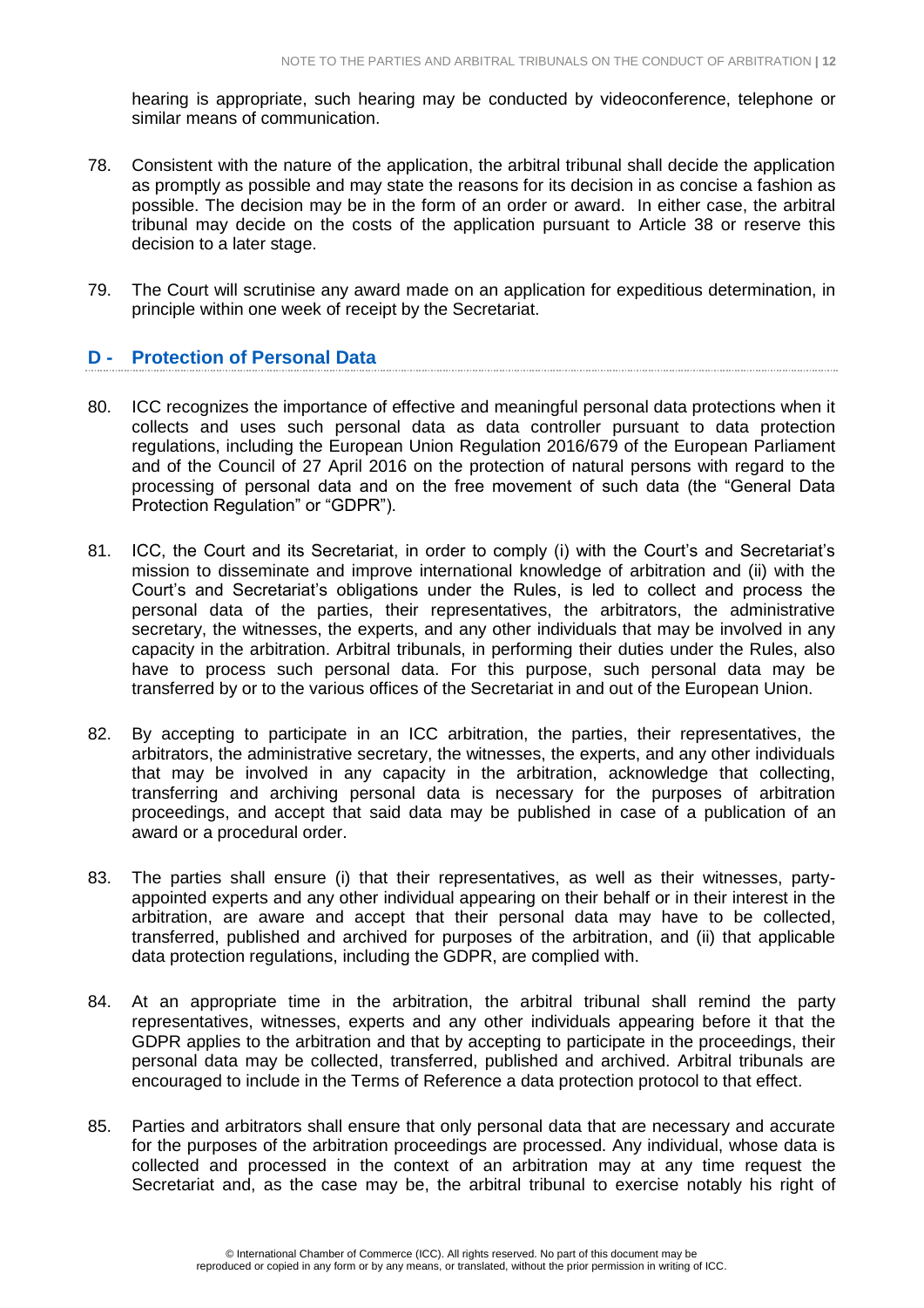hearing is appropriate, such hearing may be conducted by videoconference, telephone or similar means of communication.

78. Consistent with the nature of the application, the arbitral tribunal shall decide the application as promptly as possible and may state the reasons for its decision in as concise a fashion as possible. The decision may be in the form of an order or award. In either case, the arbitral tribunal may decide on the costs of the application pursuant to Article 38 or reserve this decision to a later stage.

79. The Court will scrutinise any award made on an application for expeditious determination, in principle within one week of receipt by the Secretariat.

## D - Protection of Personal Data

80. ICC recognizes the importance of effective and meaningful personal data protections when it collects and uses such personal data as data controller pursuant to data protection regulations, including the European Union Regulation 2016/679 of the European Parliament and of the Council of 27 April 2016 on the protection of natural persons with regard to the processing of personal data and on the free movement of such data (the "General Data Protection Regulation" or "GDPR").

81. ICC, the Court and its Secretariat, in order to comply (i) with the Court's and Secretariat's mission to disseminate and improve international knowledge of arbitration and (ii) with the Court's and Secretariat's obligations under the Rules, is led to collect and process the personal data of the parties, their representatives, the arbitrators, the administrative secretary, the witnesses, the experts, and any other individuals that may be involved in any capacity in the arbitration. Arbitral tribunals, in performing their duties under the Rules, also have to process such personal data. For this purpose, such personal data may be transferred by or to the various offices of the Secretariat in and out of the European Union.

82. By accepting to participate in an ICC arbitration, the parties, their representatives, the arbitrators, the administrative secretary, the witnesses, the experts, and any other individuals that may be involved in any capacity in the arbitration, acknowledge that collecting, transferring and archiving personal data is necessary for the purposes of arbitration proceedings, and accept that said data may be published in case of a publication of an award or a procedural order.

83. The parties shall ensure (i) that their representatives, as well as their witnesses, party-appointed experts and any other individual appearing on their behalf or in their interest in the arbitration, are aware and accept that their personal data may have to be collected, transferred, published and archived for purposes of the arbitration, and (ii) that applicable data protection regulations, including the GDPR, are complied with.

84. At an appropriate time in the arbitration, the arbitral tribunal shall remind the party representatives, witnesses, experts and any other individuals appearing before it that the GDPR applies to the arbitration and that by accepting to participate in the proceedings, their personal data may be collected, transferred, published and archived. Arbitral tribunals are encouraged to include in the Terms of Reference a data protection protocol to that effect.

85. Parties and arbitrators shall ensure that only personal data that are necessary and accurate for the purposes of the arbitration proceedings are processed. Any individual, whose data is collected and processed in the context of an arbitration may at any time request the Secretariat and, as the case may be, the arbitral tribunal to exercise notably his right of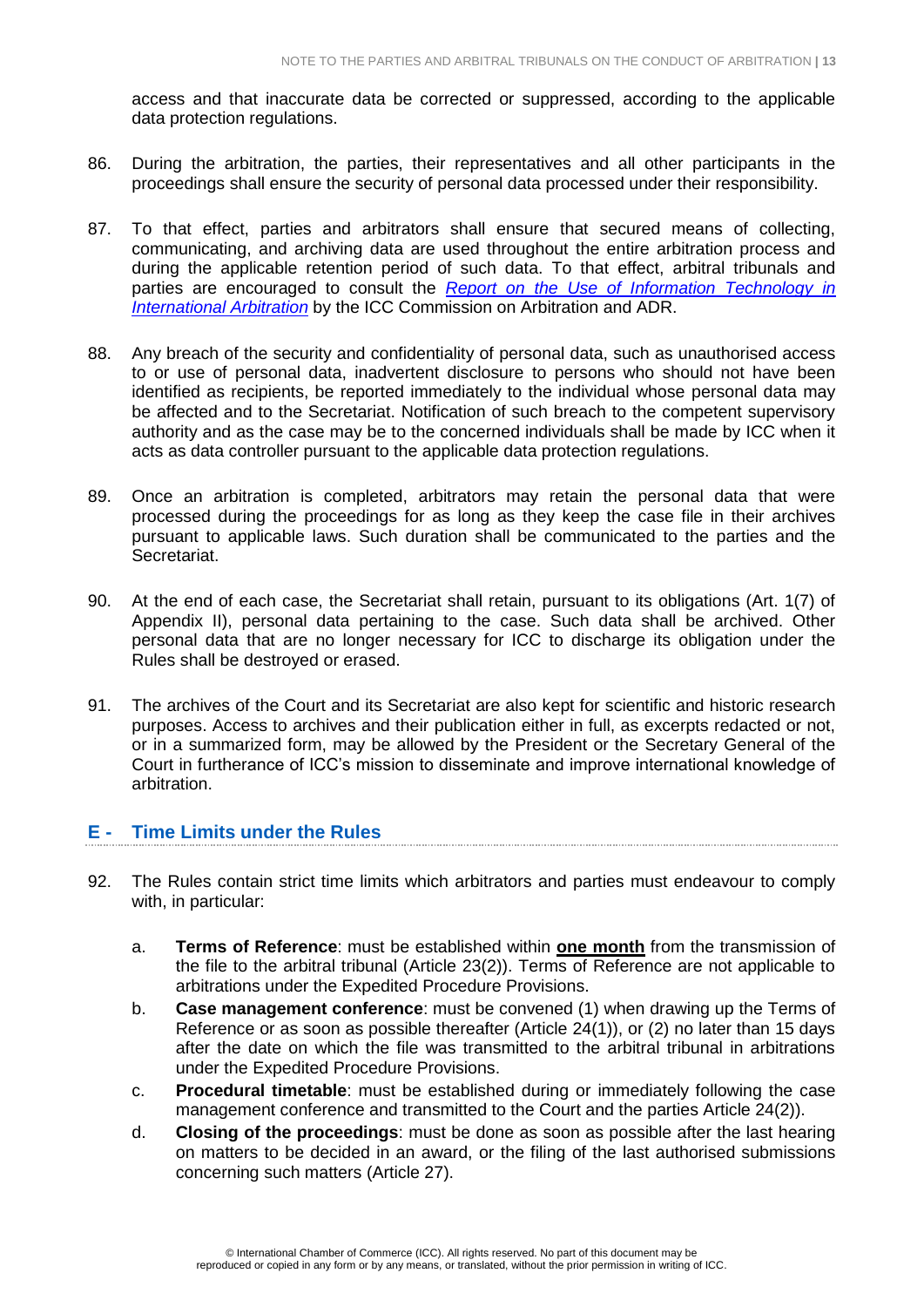access and that inaccurate data be corrected or suppressed, according to the applicable data protection regulations.

86. During the arbitration, the parties, their representatives and all other participants in the proceedings shall ensure the security of personal data processed under their responsibility.

87. To that effect, parties and arbitrators shall ensure that secured means of collecting, communicating, and archiving data are used throughout the entire arbitration process and during the applicable retention period of such data. To that effect, arbitral tribunals and parties are encouraged to consult the *Report on the Use of Information Technology in International Arbitration* by the ICC Commission on Arbitration and ADR.

88. Any breach of the security and confidentiality of personal data, such as unauthorised access to or use of personal data, inadvertent disclosure to persons who should not have been identified as recipients, be reported immediately to the individual whose personal data may be affected and to the Secretariat. Notification of such breach to the competent supervisory authority and as the case may be to the concerned individuals shall be made by ICC when it acts as data controller pursuant to the applicable data protection regulations.

89. Once an arbitration is completed, arbitrators may retain the personal data that were processed during the proceedings for as long as they keep the case file in their archives pursuant to applicable laws. Such duration shall be communicated to the parties and the Secretariat.

90. At the end of each case, the Secretariat shall retain, pursuant to its obligations (Art. 1(7) of Appendix II), personal data pertaining to the case. Such data shall be archived. Other personal data that are no longer necessary for ICC to discharge its obligation under the Rules shall be destroyed or erased.

91. The archives of the Court and its Secretariat are also kept for scientific and historic research purposes. Access to archives and their publication either in full, as excerpts redacted or not, or in a summarized form, may be allowed by the President or the Secretary General of the Court in furtherance of ICC's mission to disseminate and improve international knowledge of arbitration.

## E - Time Limits under the Rules

92. The Rules contain strict time limits which arbitrators and parties must endeavour to comply with, in particular:

    a. **Terms of Reference**: must be established within **one month** from the transmission of the file to the arbitral tribunal (Article 23(2)). Terms of Reference are not applicable to arbitrations under the Expedited Procedure Provisions.

    b. **Case management conference**: must be convened (1) when drawing up the Terms of Reference or as soon as possible thereafter (Article 24(1)), or (2) no later than 15 days after the date on which the file was transmitted to the arbitral tribunal in arbitrations under the Expedited Procedure Provisions.

    c. **Procedural timetable**: must be established during or immediately following the case management conference and transmitted to the Court and the parties Article 24(2)).

    d. **Closing of the proceedings**: must be done as soon as possible after the last hearing on matters to be decided in an award, or the filing of the last authorised submissions concerning such matters (Article 27).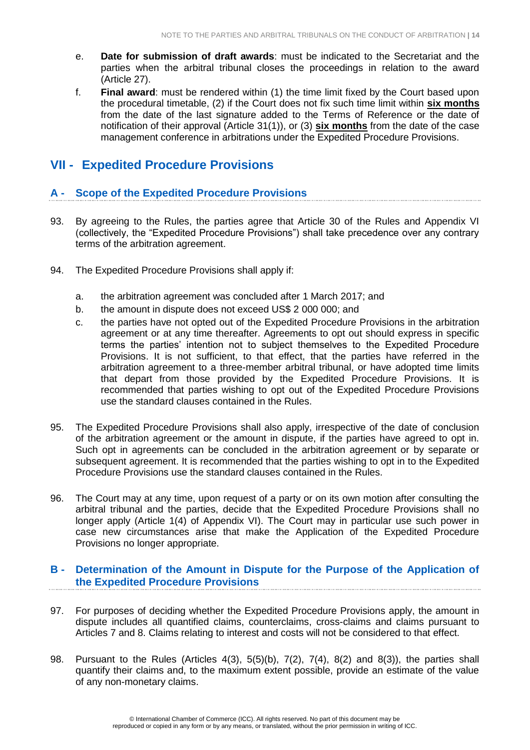e. **Date for submission of draft awards**: must be indicated to the Secretariat and the parties when the arbitral tribunal closes the proceedings in relation to the award (Article 27).

f. **Final award**: must be rendered within (1) the time limit fixed by the Court based upon the procedural timetable, (2) if the Court does not fix such time limit within **six months** from the date of the last signature added to the Terms of Reference or the date of notification of their approval (Article 31(1)), or (3) **six months** from the date of the case management conference in arbitrations under the Expedited Procedure Provisions.

## VII - Expedited Procedure Provisions

### A - Scope of the Expedited Procedure Provisions

93. By agreeing to the Rules, the parties agree that Article 30 of the Rules and Appendix VI (collectively, the "Expedited Procedure Provisions") shall take precedence over any contrary terms of the arbitration agreement.

94. The Expedited Procedure Provisions shall apply if:

   a. the arbitration agreement was concluded after 1 March 2017; and

   b. the amount in dispute does not exceed US$ 2 000 000; and

   c. the parties have not opted out of the Expedited Procedure Provisions in the arbitration agreement or at any time thereafter. Agreements to opt out should express in specific terms the parties' intention not to subject themselves to the Expedited Procedure Provisions. It is not sufficient, to that effect, that the parties have referred in the arbitration agreement to a three-member arbitral tribunal, or have adopted time limits that depart from those provided by the Expedited Procedure Provisions. It is recommended that parties wishing to opt out of the Expedited Procedure Provisions use the standard clauses contained in the Rules.

95. The Expedited Procedure Provisions shall also apply, irrespective of the date of conclusion of the arbitration agreement or the amount in dispute, if the parties have agreed to opt in. Such opt in agreements can be concluded in the arbitration agreement or by separate or subsequent agreement. It is recommended that the parties wishing to opt in to the Expedited Procedure Provisions use the standard clauses contained in the Rules.

96. The Court may at any time, upon request of a party or on its own motion after consulting the arbitral tribunal and the parties, decide that the Expedited Procedure Provisions shall no longer apply (Article 1(4) of Appendix VI). The Court may in particular use such power in case new circumstances arise that make the Application of the Expedited Procedure Provisions no longer appropriate.

### B - Determination of the Amount in Dispute for the Purpose of the Application of the Expedited Procedure Provisions

97. For purposes of deciding whether the Expedited Procedure Provisions apply, the amount in dispute includes all quantified claims, counterclaims, cross-claims and claims pursuant to Articles 7 and 8. Claims relating to interest and costs will not be considered to that effect.

98. Pursuant to the Rules (Articles 4(3), 5(5)(b), 7(2), 7(4), 8(2) and 8(3)), the parties shall quantify their claims and, to the maximum extent possible, provide an estimate of the value of any non-monetary claims.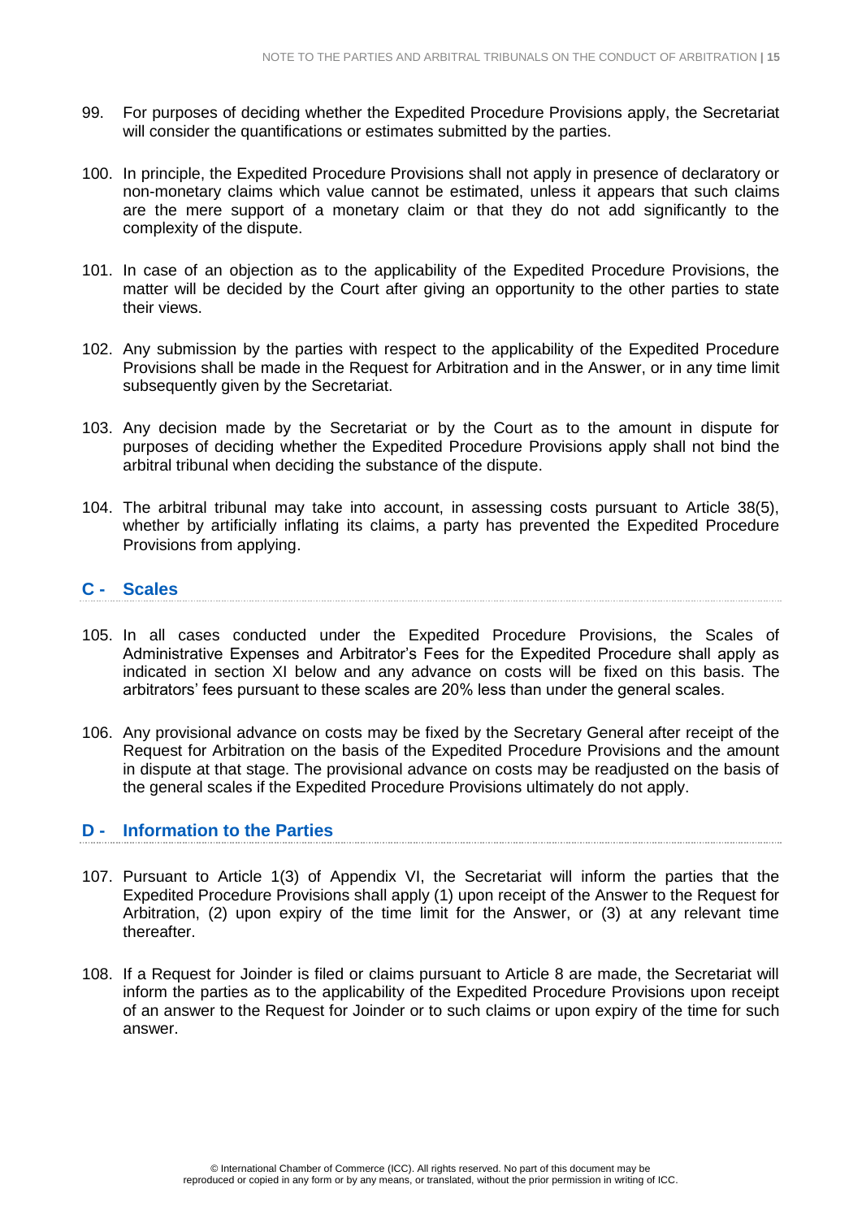99. For purposes of deciding whether the Expedited Procedure Provisions apply, the Secretariat will consider the quantifications or estimates submitted by the parties.

100. In principle, the Expedited Procedure Provisions shall not apply in presence of declaratory or non-monetary claims which value cannot be estimated, unless it appears that such claims are the mere support of a monetary claim or that they do not add significantly to the complexity of the dispute.

101. In case of an objection as to the applicability of the Expedited Procedure Provisions, the matter will be decided by the Court after giving an opportunity to the other parties to state their views.

102. Any submission by the parties with respect to the applicability of the Expedited Procedure Provisions shall be made in the Request for Arbitration and in the Answer, or in any time limit subsequently given by the Secretariat.

103. Any decision made by the Secretariat or by the Court as to the amount in dispute for purposes of deciding whether the Expedited Procedure Provisions apply shall not bind the arbitral tribunal when deciding the substance of the dispute.

104. The arbitral tribunal may take into account, in assessing costs pursuant to Article 38(5), whether by artificially inflating its claims, a party has prevented the Expedited Procedure Provisions from applying.

## C - Scales

105. In all cases conducted under the Expedited Procedure Provisions, the Scales of Administrative Expenses and Arbitrator's Fees for the Expedited Procedure shall apply as indicated in section XI below and any advance on costs will be fixed on this basis. The arbitrators' fees pursuant to these scales are 20% less than under the general scales.

106. Any provisional advance on costs may be fixed by the Secretary General after receipt of the Request for Arbitration on the basis of the Expedited Procedure Provisions and the amount in dispute at that stage. The provisional advance on costs may be readjusted on the basis of the general scales if the Expedited Procedure Provisions ultimately do not apply.

## D - Information to the Parties

107. Pursuant to Article 1(3) of Appendix VI, the Secretariat will inform the parties that the Expedited Procedure Provisions shall apply (1) upon receipt of the Answer to the Request for Arbitration, (2) upon expiry of the time limit for the Answer, or (3) at any relevant time thereafter.

108. If a Request for Joinder is filed or claims pursuant to Article 8 are made, the Secretariat will inform the parties as to the applicability of the Expedited Procedure Provisions upon receipt of an answer to the Request for Joinder or to such claims or upon expiry of the time for such answer.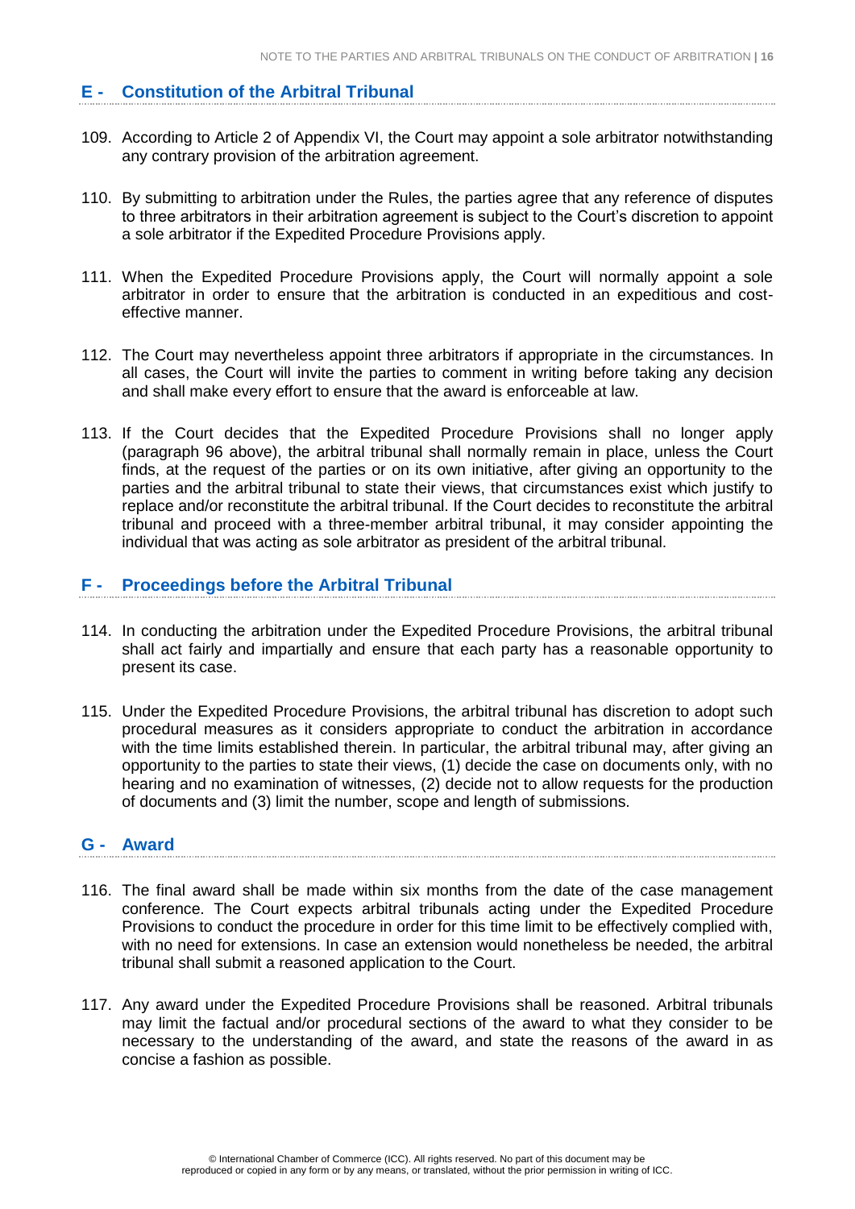## E - Constitution of the Arbitral Tribunal

109. According to Article 2 of Appendix VI, the Court may appoint a sole arbitrator notwithstanding any contrary provision of the arbitration agreement.

110. By submitting to arbitration under the Rules, the parties agree that any reference of disputes to three arbitrators in their arbitration agreement is subject to the Court's discretion to appoint a sole arbitrator if the Expedited Procedure Provisions apply.

111. When the Expedited Procedure Provisions apply, the Court will normally appoint a sole arbitrator in order to ensure that the arbitration is conducted in an expeditious and cost-effective manner.

112. The Court may nevertheless appoint three arbitrators if appropriate in the circumstances. In all cases, the Court will invite the parties to comment in writing before taking any decision and shall make every effort to ensure that the award is enforceable at law.

113. If the Court decides that the Expedited Procedure Provisions shall no longer apply (paragraph 96 above), the arbitral tribunal shall normally remain in place, unless the Court finds, at the request of the parties or on its own initiative, after giving an opportunity to the parties and the arbitral tribunal to state their views, that circumstances exist which justify to replace and/or reconstitute the arbitral tribunal. If the Court decides to reconstitute the arbitral tribunal and proceed with a three-member arbitral tribunal, it may consider appointing the individual that was acting as sole arbitrator as president of the arbitral tribunal.

## F - Proceedings before the Arbitral Tribunal

114. In conducting the arbitration under the Expedited Procedure Provisions, the arbitral tribunal shall act fairly and impartially and ensure that each party has a reasonable opportunity to present its case.

115. Under the Expedited Procedure Provisions, the arbitral tribunal has discretion to adopt such procedural measures as it considers appropriate to conduct the arbitration in accordance with the time limits established therein. In particular, the arbitral tribunal may, after giving an opportunity to the parties to state their views, (1) decide the case on documents only, with no hearing and no examination of witnesses, (2) decide not to allow requests for the production of documents and (3) limit the number, scope and length of submissions.

## G - Award

116. The final award shall be made within six months from the date of the case management conference. The Court expects arbitral tribunals acting under the Expedited Procedure Provisions to conduct the procedure in order for this time limit to be effectively complied with, with no need for extensions. In case an extension would nonetheless be needed, the arbitral tribunal shall submit a reasoned application to the Court.

117. Any award under the Expedited Procedure Provisions shall be reasoned. Arbitral tribunals may limit the factual and/or procedural sections of the award to what they consider to be necessary to the understanding of the award, and state the reasons of the award in as concise a fashion as possible.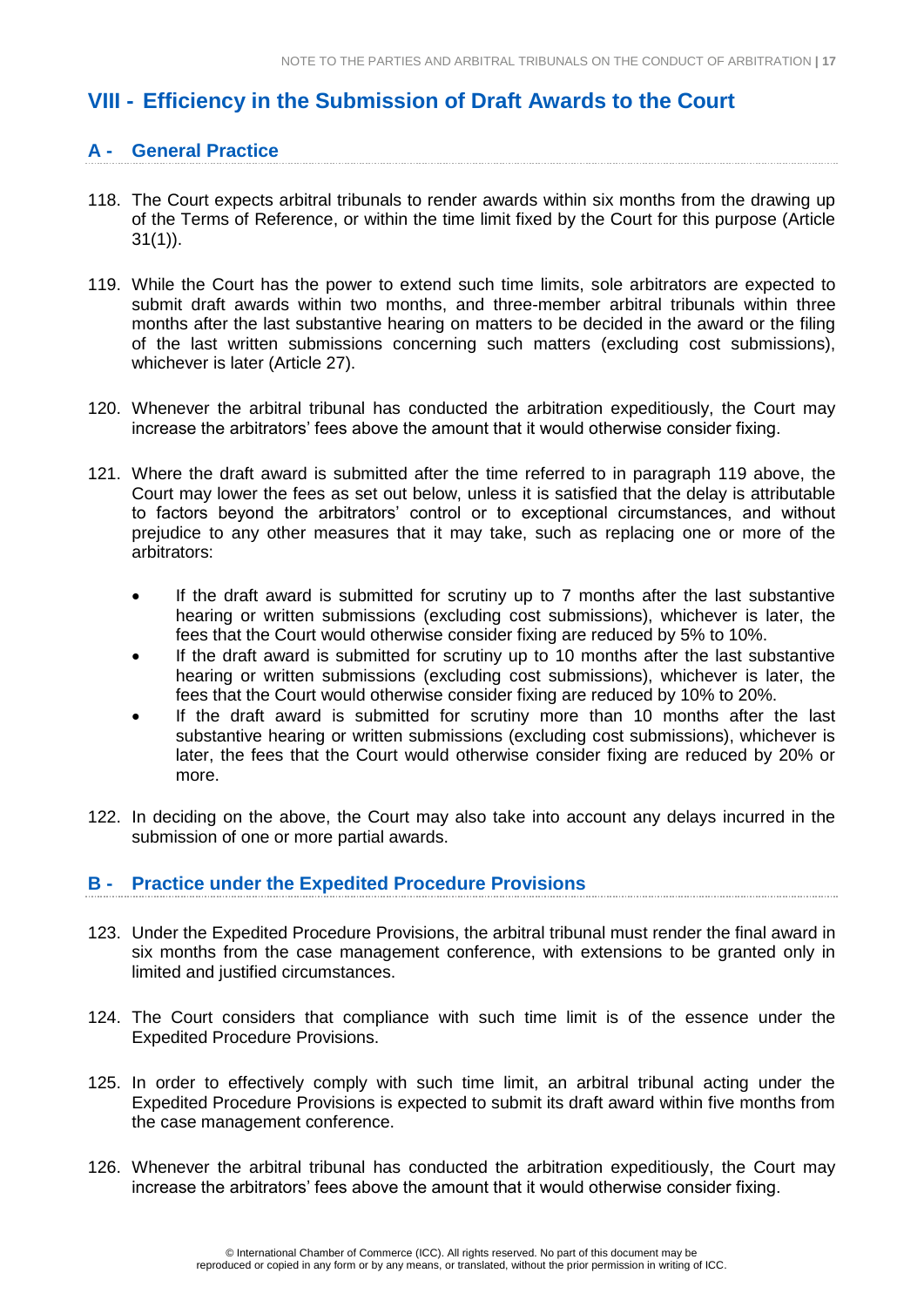## VIII - Efficiency in the Submission of Draft Awards to the Court

### A - General Practice

118. The Court expects arbitral tribunals to render awards within six months from the drawing up of the Terms of Reference, or within the time limit fixed by the Court for this purpose (Article 31(1)).

119. While the Court has the power to extend such time limits, sole arbitrators are expected to submit draft awards within two months, and three-member arbitral tribunals within three months after the last substantive hearing on matters to be decided in the award or the filing of the last written submissions concerning such matters (excluding cost submissions), whichever is later (Article 27).

120. Whenever the arbitral tribunal has conducted the arbitration expeditiously, the Court may increase the arbitrators' fees above the amount that it would otherwise consider fixing.

121. Where the draft award is submitted after the time referred to in paragraph 119 above, the Court may lower the fees as set out below, unless it is satisfied that the delay is attributable to factors beyond the arbitrators' control or to exceptional circumstances, and without prejudice to any other measures that it may take, such as replacing one or more of the arbitrators:

   - If the draft award is submitted for scrutiny up to 7 months after the last substantive hearing or written submissions (excluding cost submissions), whichever is later, the fees that the Court would otherwise consider fixing are reduced by 5% to 10%.
   - If the draft award is submitted for scrutiny up to 10 months after the last substantive hearing or written submissions (excluding cost submissions), whichever is later, the fees that the Court would otherwise consider fixing are reduced by 10% to 20%.
   - If the draft award is submitted for scrutiny more than 10 months after the last substantive hearing or written submissions (excluding cost submissions), whichever is later, the fees that the Court would otherwise consider fixing are reduced by 20% or more.

122. In deciding on the above, the Court may also take into account any delays incurred in the submission of one or more partial awards.

### B - Practice under the Expedited Procedure Provisions

123. Under the Expedited Procedure Provisions, the arbitral tribunal must render the final award in six months from the case management conference, with extensions to be granted only in limited and justified circumstances.

124. The Court considers that compliance with such time limit is of the essence under the Expedited Procedure Provisions.

125. In order to effectively comply with such time limit, an arbitral tribunal acting under the Expedited Procedure Provisions is expected to submit its draft award within five months from the case management conference.

126. Whenever the arbitral tribunal has conducted the arbitration expeditiously, the Court may increase the arbitrators' fees above the amount that it would otherwise consider fixing.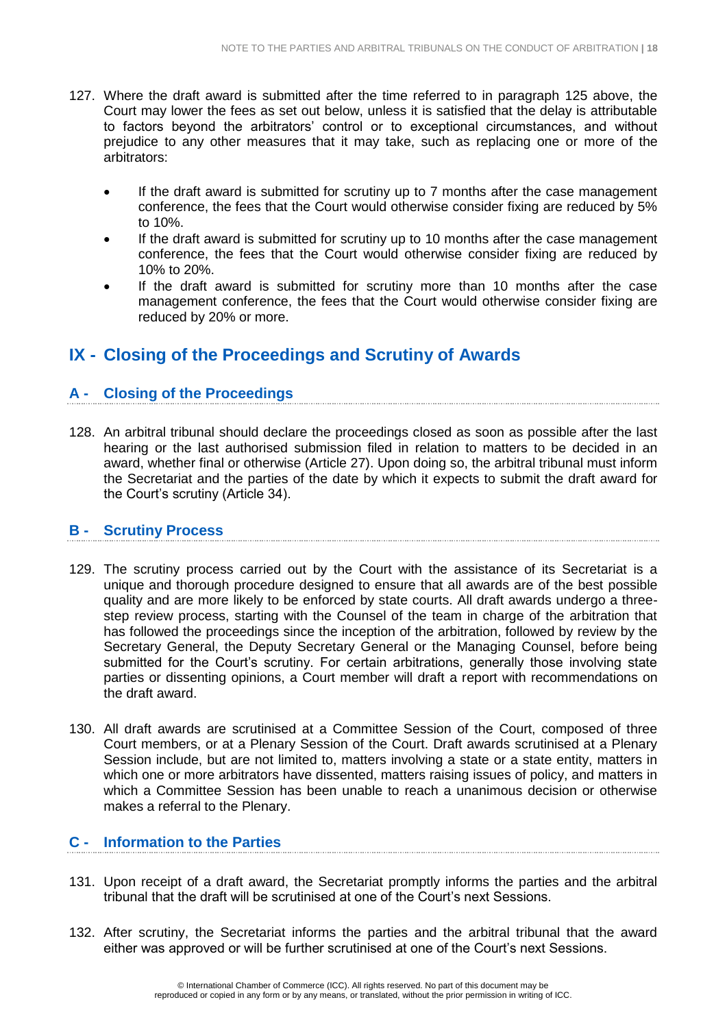127. Where the draft award is submitted after the time referred to in paragraph 125 above, the Court may lower the fees as set out below, unless it is satisfied that the delay is attributable to factors beyond the arbitrators' control or to exceptional circumstances, and without prejudice to any other measures that it may take, such as replacing one or more of the arbitrators:

- If the draft award is submitted for scrutiny up to 7 months after the case management conference, the fees that the Court would otherwise consider fixing are reduced by 5% to 10%.
- If the draft award is submitted for scrutiny up to 10 months after the case management conference, the fees that the Court would otherwise consider fixing are reduced by 10% to 20%.
- If the draft award is submitted for scrutiny more than 10 months after the case management conference, the fees that the Court would otherwise consider fixing are reduced by 20% or more.

## IX - Closing of the Proceedings and Scrutiny of Awards

### A - Closing of the Proceedings

128. An arbitral tribunal should declare the proceedings closed as soon as possible after the last hearing or the last authorised submission filed in relation to matters to be decided in an award, whether final or otherwise (Article 27). Upon doing so, the arbitral tribunal must inform the Secretariat and the parties of the date by which it expects to submit the draft award for the Court's scrutiny (Article 34).

### B - Scrutiny Process

129. The scrutiny process carried out by the Court with the assistance of its Secretariat is a unique and thorough procedure designed to ensure that all awards are of the best possible quality and are more likely to be enforced by state courts. All draft awards undergo a three-step review process, starting with the Counsel of the team in charge of the arbitration that has followed the proceedings since the inception of the arbitration, followed by review by the Secretary General, the Deputy Secretary General or the Managing Counsel, before being submitted for the Court's scrutiny. For certain arbitrations, generally those involving state parties or dissenting opinions, a Court member will draft a report with recommendations on the draft award.

130. All draft awards are scrutinised at a Committee Session of the Court, composed of three Court members, or at a Plenary Session of the Court. Draft awards scrutinised at a Plenary Session include, but are not limited to, matters involving a state or a state entity, matters in which one or more arbitrators have dissented, matters raising issues of policy, and matters in which a Committee Session has been unable to reach a unanimous decision or otherwise makes a referral to the Plenary.

### C - Information to the Parties

131. Upon receipt of a draft award, the Secretariat promptly informs the parties and the arbitral tribunal that the draft will be scrutinised at one of the Court's next Sessions.

132. After scrutiny, the Secretariat informs the parties and the arbitral tribunal that the award either was approved or will be further scrutinised at one of the Court's next Sessions.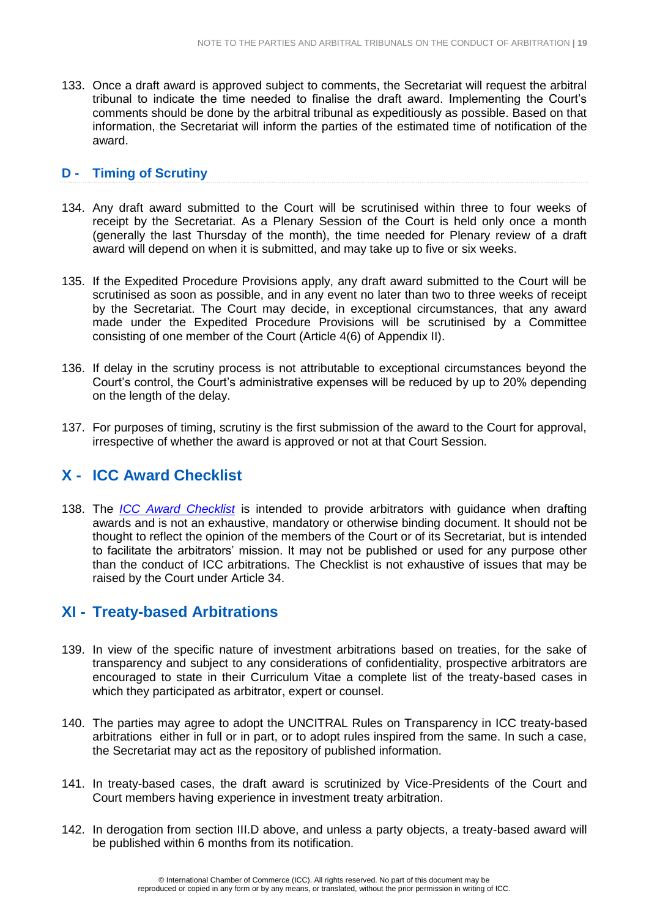133. Once a draft award is approved subject to comments, the Secretariat will request the arbitral tribunal to indicate the time needed to finalise the draft award. Implementing the Court's comments should be done by the arbitral tribunal as expeditiously as possible. Based on that information, the Secretariat will inform the parties of the estimated time of notification of the award.

### D - Timing of Scrutiny

134. Any draft award submitted to the Court will be scrutinised within three to four weeks of receipt by the Secretariat. As a Plenary Session of the Court is held only once a month (generally the last Thursday of the month), the time needed for Plenary review of a draft award will depend on when it is submitted, and may take up to five or six weeks.

135. If the Expedited Procedure Provisions apply, any draft award submitted to the Court will be scrutinised as soon as possible, and in any event no later than two to three weeks of receipt by the Secretariat. The Court may decide, in exceptional circumstances, that any award made under the Expedited Procedure Provisions will be scrutinised by a Committee consisting of one member of the Court (Article 4(6) of Appendix II).

136. If delay in the scrutiny process is not attributable to exceptional circumstances beyond the Court's control, the Court's administrative expenses will be reduced by up to 20% depending on the length of the delay.

137. For purposes of timing, scrutiny is the first submission of the award to the Court for approval, irrespective of whether the award is approved or not at that Court Session.

## X - ICC Award Checklist

138. The *ICC Award Checklist* is intended to provide arbitrators with guidance when drafting awards and is not an exhaustive, mandatory or otherwise binding document. It should not be thought to reflect the opinion of the members of the Court or of its Secretariat, but is intended to facilitate the arbitrators' mission. It may not be published or used for any purpose other than the conduct of ICC arbitrations. The Checklist is not exhaustive of issues that may be raised by the Court under Article 34.

## XI - Treaty-based Arbitrations

139. In view of the specific nature of investment arbitrations based on treaties, for the sake of transparency and subject to any considerations of confidentiality, prospective arbitrators are encouraged to state in their Curriculum Vitae a complete list of the treaty-based cases in which they participated as arbitrator, expert or counsel.

140. The parties may agree to adopt the UNCITRAL Rules on Transparency in ICC treaty-based arbitrations either in full or in part, or to adopt rules inspired from the same. In such a case, the Secretariat may act as the repository of published information.

141. In treaty-based cases, the draft award is scrutinized by Vice-Presidents of the Court and Court members having experience in investment treaty arbitration.

142. In derogation from section III.D above, and unless a party objects, a treaty-based award will be published within 6 months from its notification.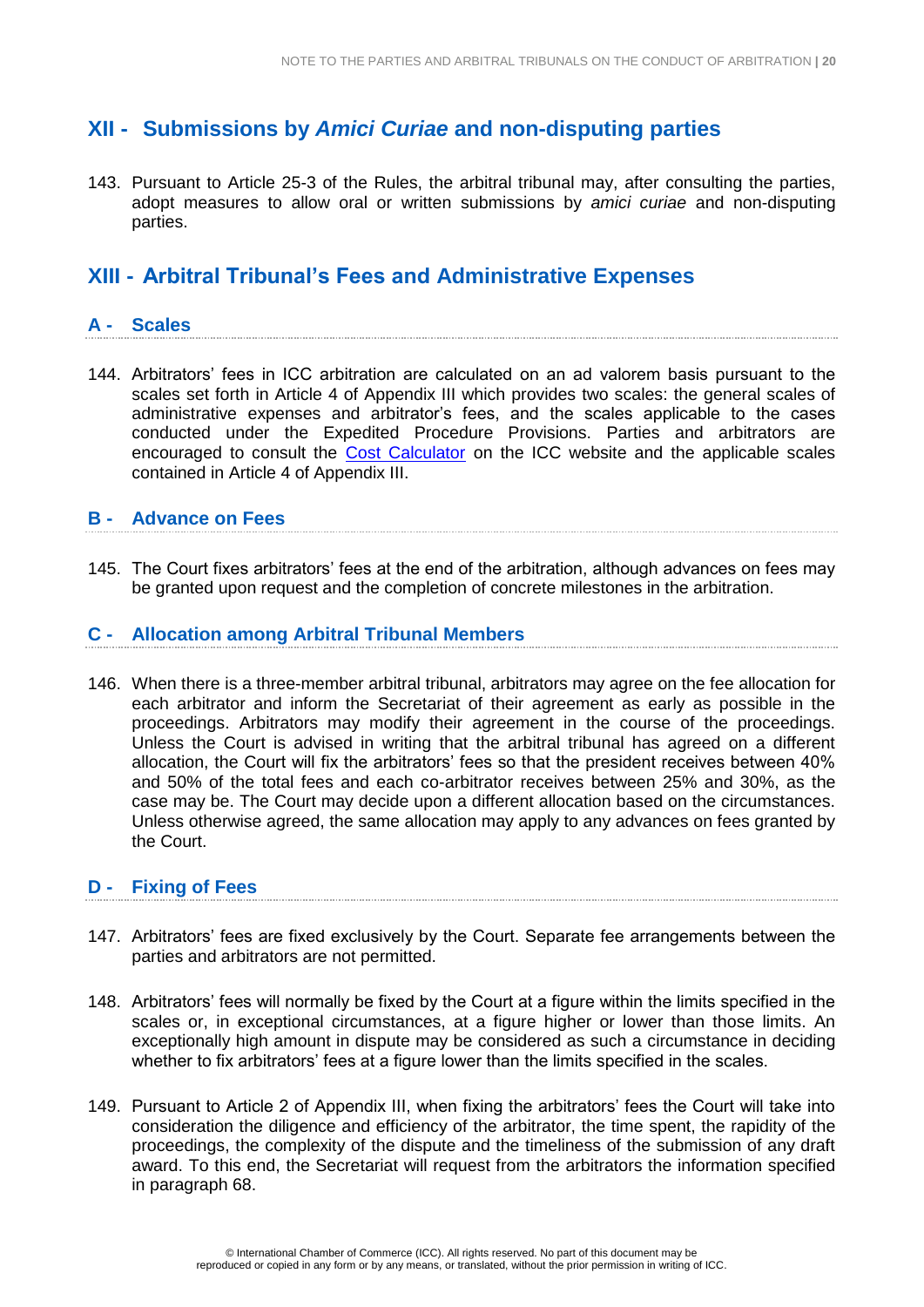## XII - Submissions by *Amici Curiae* and non-disputing parties

143. Pursuant to Article 25-3 of the Rules, the arbitral tribunal may, after consulting the parties, adopt measures to allow oral or written submissions by *amici curiae* and non-disputing parties.

## XIII - Arbitral Tribunal's Fees and Administrative Expenses

### A - Scales

144. Arbitrators' fees in ICC arbitration are calculated on an ad valorem basis pursuant to the scales set forth in Article 4 of Appendix III which provides two scales: the general scales of administrative expenses and arbitrator's fees, and the scales applicable to the cases conducted under the Expedited Procedure Provisions. Parties and arbitrators are encouraged to consult the Cost Calculator on the ICC website and the applicable scales contained in Article 4 of Appendix III.

### B - Advance on Fees

145. The Court fixes arbitrators' fees at the end of the arbitration, although advances on fees may be granted upon request and the completion of concrete milestones in the arbitration.

### C - Allocation among Arbitral Tribunal Members

146. When there is a three-member arbitral tribunal, arbitrators may agree on the fee allocation for each arbitrator and inform the Secretariat of their agreement as early as possible in the proceedings. Arbitrators may modify their agreement in the course of the proceedings. Unless the Court is advised in writing that the arbitral tribunal has agreed on a different allocation, the Court will fix the arbitrators' fees so that the president receives between 40% and 50% of the total fees and each co-arbitrator receives between 25% and 30%, as the case may be. The Court may decide upon a different allocation based on the circumstances. Unless otherwise agreed, the same allocation may apply to any advances on fees granted by the Court.

### D - Fixing of Fees

147. Arbitrators' fees are fixed exclusively by the Court. Separate fee arrangements between the parties and arbitrators are not permitted.

148. Arbitrators' fees will normally be fixed by the Court at a figure within the limits specified in the scales or, in exceptional circumstances, at a figure higher or lower than those limits. An exceptionally high amount in dispute may be considered as such a circumstance in deciding whether to fix arbitrators' fees at a figure lower than the limits specified in the scales.

149. Pursuant to Article 2 of Appendix III, when fixing the arbitrators' fees the Court will take into consideration the diligence and efficiency of the arbitrator, the time spent, the rapidity of the proceedings, the complexity of the dispute and the timeliness of the submission of any draft award. To this end, the Secretariat will request from the arbitrators the information specified in paragraph 68.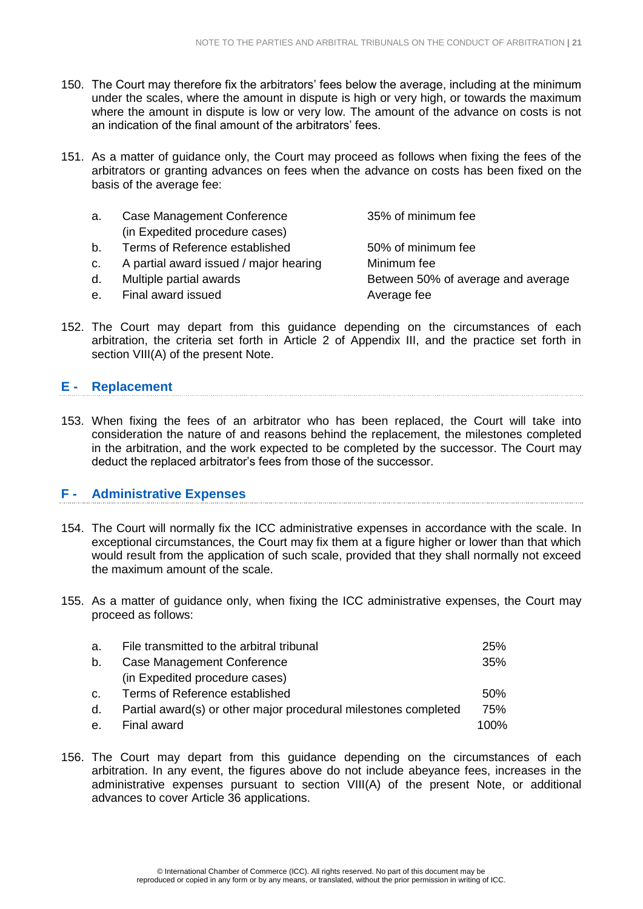150. The Court may therefore fix the arbitrators' fees below the average, including at the minimum under the scales, where the amount in dispute is high or very high, or towards the maximum where the amount in dispute is low or very low. The amount of the advance on costs is not an indication of the final amount of the arbitrators' fees.

151. As a matter of guidance only, the Court may proceed as follows when fixing the fees of the arbitrators or granting advances on fees when the advance on costs has been fixed on the basis of the average fee:

| | | |
|---|---|---|
| a. | Case Management Conference (in Expedited procedure cases) | 35% of minimum fee |
| b. | Terms of Reference established | 50% of minimum fee |
| c. | A partial award issued / major hearing | Minimum fee |
| d. | Multiple partial awards | Between 50% of average and average |
| e. | Final award issued | Average fee |

152. The Court may depart from this guidance depending on the circumstances of each arbitration, the criteria set forth in Article 2 of Appendix III, and the practice set forth in section VIII(A) of the present Note.

## E - Replacement

153. When fixing the fees of an arbitrator who has been replaced, the Court will take into consideration the nature of and reasons behind the replacement, the milestones completed in the arbitration, and the work expected to be completed by the successor. The Court may deduct the replaced arbitrator's fees from those of the successor.

## F - Administrative Expenses

154. The Court will normally fix the ICC administrative expenses in accordance with the scale. In exceptional circumstances, the Court may fix them at a figure higher or lower than that which would result from the application of such scale, provided that they shall normally not exceed the maximum amount of the scale.

155. As a matter of guidance only, when fixing the ICC administrative expenses, the Court may proceed as follows:

| | | |
|---|---|---|
| a. | File transmitted to the arbitral tribunal | 25% |
| b. | Case Management Conference (in Expedited procedure cases) | 35% |
| c. | Terms of Reference established | 50% |
| d. | Partial award(s) or other major procedural milestones completed | 75% |
| e. | Final award | 100% |

156. The Court may depart from this guidance depending on the circumstances of each arbitration. In any event, the figures above do not include abeyance fees, increases in the administrative expenses pursuant to section VIII(A) of the present Note, or additional advances to cover Article 36 applications.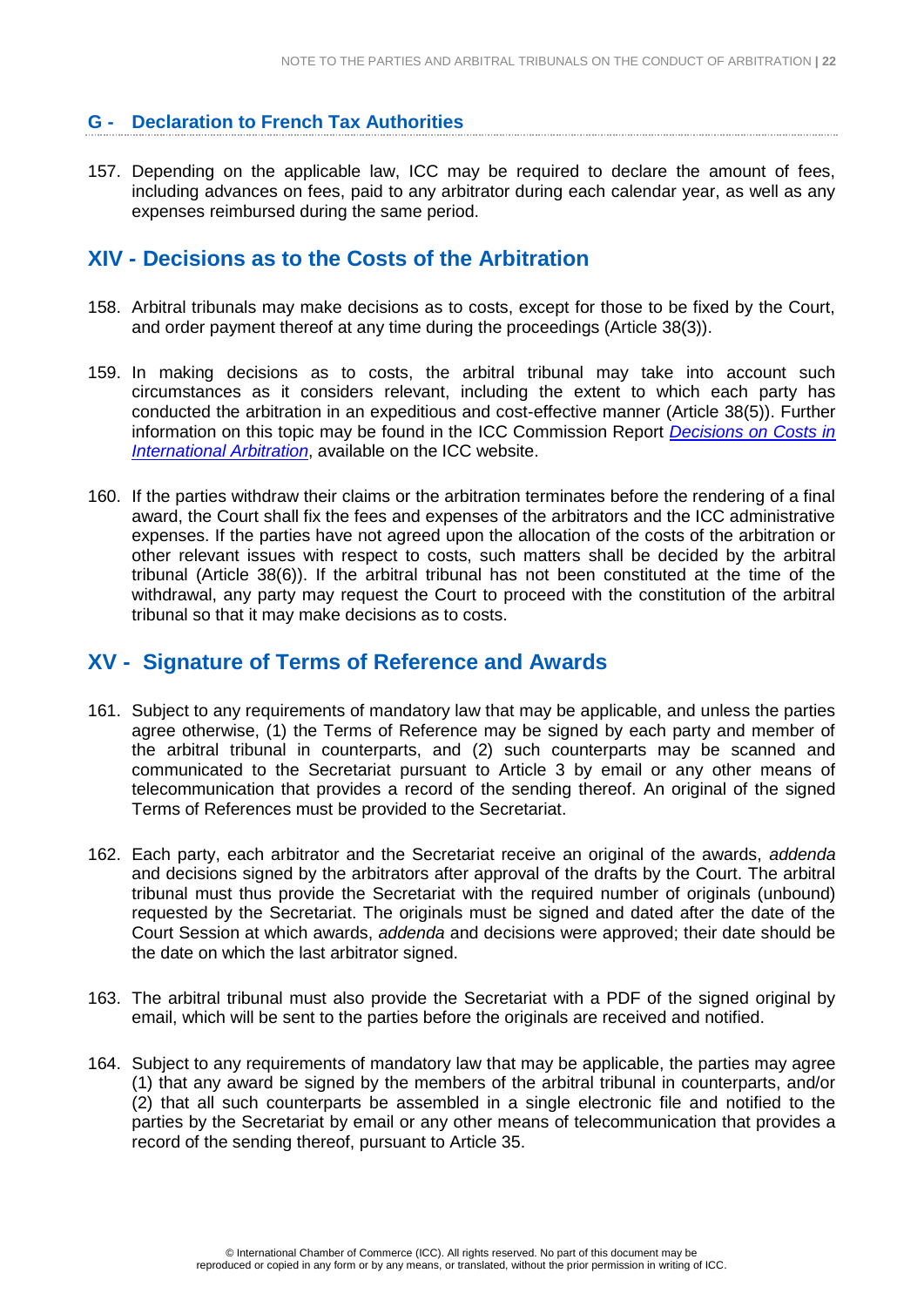### G - Declaration to French Tax Authorities

157. Depending on the applicable law, ICC may be required to declare the amount of fees, including advances on fees, paid to any arbitrator during each calendar year, as well as any expenses reimbursed during the same period.

## XIV - Decisions as to the Costs of the Arbitration

158. Arbitral tribunals may make decisions as to costs, except for those to be fixed by the Court, and order payment thereof at any time during the proceedings (Article 38(3)).

159. In making decisions as to costs, the arbitral tribunal may take into account such circumstances as it considers relevant, including the extent to which each party has conducted the arbitration in an expeditious and cost-effective manner (Article 38(5)). Further information on this topic may be found in the ICC Commission Report *Decisions on Costs in International Arbitration*, available on the ICC website.

160. If the parties withdraw their claims or the arbitration terminates before the rendering of a final award, the Court shall fix the fees and expenses of the arbitrators and the ICC administrative expenses. If the parties have not agreed upon the allocation of the costs of the arbitration or other relevant issues with respect to costs, such matters shall be decided by the arbitral tribunal (Article 38(6)). If the arbitral tribunal has not been constituted at the time of the withdrawal, any party may request the Court to proceed with the constitution of the arbitral tribunal so that it may make decisions as to costs.

## XV - Signature of Terms of Reference and Awards

161. Subject to any requirements of mandatory law that may be applicable, and unless the parties agree otherwise, (1) the Terms of Reference may be signed by each party and member of the arbitral tribunal in counterparts, and (2) such counterparts may be scanned and communicated to the Secretariat pursuant to Article 3 by email or any other means of telecommunication that provides a record of the sending thereof. An original of the signed Terms of References must be provided to the Secretariat.

162. Each party, each arbitrator and the Secretariat receive an original of the awards, *addenda* and decisions signed by the arbitrators after approval of the drafts by the Court. The arbitral tribunal must thus provide the Secretariat with the required number of originals (unbound) requested by the Secretariat. The originals must be signed and dated after the date of the Court Session at which awards, *addenda* and decisions were approved; their date should be the date on which the last arbitrator signed.

163. The arbitral tribunal must also provide the Secretariat with a PDF of the signed original by email, which will be sent to the parties before the originals are received and notified.

164. Subject to any requirements of mandatory law that may be applicable, the parties may agree (1) that any award be signed by the members of the arbitral tribunal in counterparts, and/or (2) that all such counterparts be assembled in a single electronic file and notified to the parties by the Secretariat by email or any other means of telecommunication that provides a record of the sending thereof, pursuant to Article 35.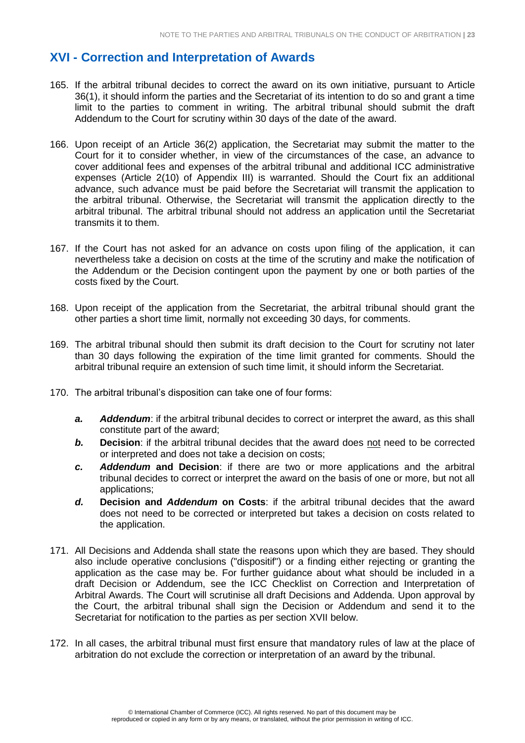## XVI - Correction and Interpretation of Awards

165. If the arbitral tribunal decides to correct the award on its own initiative, pursuant to Article 36(1), it should inform the parties and the Secretariat of its intention to do so and grant a time limit to the parties to comment in writing. The arbitral tribunal should submit the draft Addendum to the Court for scrutiny within 30 days of the date of the award.

166. Upon receipt of an Article 36(2) application, the Secretariat may submit the matter to the Court for it to consider whether, in view of the circumstances of the case, an advance to cover additional fees and expenses of the arbitral tribunal and additional ICC administrative expenses (Article 2(10) of Appendix III) is warranted. Should the Court fix an additional advance, such advance must be paid before the Secretariat will transmit the application to the arbitral tribunal. Otherwise, the Secretariat will transmit the application directly to the arbitral tribunal. The arbitral tribunal should not address an application until the Secretariat transmits it to them.

167. If the Court has not asked for an advance on costs upon filing of the application, it can nevertheless take a decision on costs at the time of the scrutiny and make the notification of the Addendum or the Decision contingent upon the payment by one or both parties of the costs fixed by the Court.

168. Upon receipt of the application from the Secretariat, the arbitral tribunal should grant the other parties a short time limit, normally not exceeding 30 days, for comments.

169. The arbitral tribunal should then submit its draft decision to the Court for scrutiny not later than 30 days following the expiration of the time limit granted for comments. Should the arbitral tribunal require an extension of such time limit, it should inform the Secretariat.

170. The arbitral tribunal's disposition can take one of four forms:

    ***a.*** ***Addendum***: if the arbitral tribunal decides to correct or interpret the award, as this shall constitute part of the award;

    ***b.*** **Decision**: if the arbitral tribunal decides that the award does <u>not</u> need to be corrected or interpreted and does not take a decision on costs;

    ***c.*** ***Addendum* and Decision**: if there are two or more applications and the arbitral tribunal decides to correct or interpret the award on the basis of one or more, but not all applications;

    ***d.*** **Decision and *Addendum* on Costs**: if the arbitral tribunal decides that the award does not need to be corrected or interpreted but takes a decision on costs related to the application.

171. All Decisions and Addenda shall state the reasons upon which they are based. They should also include operative conclusions ("dispositif") or a finding either rejecting or granting the application as the case may be. For further guidance about what should be included in a draft Decision or Addendum, see the ICC Checklist on Correction and Interpretation of Arbitral Awards. The Court will scrutinise all draft Decisions and Addenda. Upon approval by the Court, the arbitral tribunal shall sign the Decision or Addendum and send it to the Secretariat for notification to the parties as per section XVII below.

172. In all cases, the arbitral tribunal must first ensure that mandatory rules of law at the place of arbitration do not exclude the correction or interpretation of an award by the tribunal.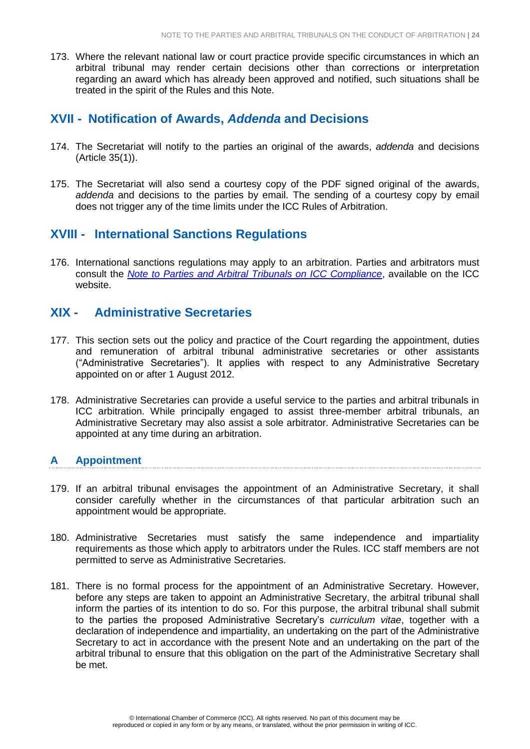173. Where the relevant national law or court practice provide specific circumstances in which an arbitral tribunal may render certain decisions other than corrections or interpretation regarding an award which has already been approved and notified, such situations shall be treated in the spirit of the Rules and this Note.

## XVII - Notification of Awards, *Addenda* and Decisions

174. The Secretariat will notify to the parties an original of the awards, *addenda* and decisions (Article 35(1)).

175. The Secretariat will also send a courtesy copy of the PDF signed original of the awards, *addenda* and decisions to the parties by email. The sending of a courtesy copy by email does not trigger any of the time limits under the ICC Rules of Arbitration.

## XVIII - International Sanctions Regulations

176. International sanctions regulations may apply to an arbitration. Parties and arbitrators must consult the *Note to Parties and Arbitral Tribunals on ICC Compliance*, available on the ICC website.

## XIX - Administrative Secretaries

177. This section sets out the policy and practice of the Court regarding the appointment, duties and remuneration of arbitral tribunal administrative secretaries or other assistants ("Administrative Secretaries"). It applies with respect to any Administrative Secretary appointed on or after 1 August 2012.

178. Administrative Secretaries can provide a useful service to the parties and arbitral tribunals in ICC arbitration. While principally engaged to assist three-member arbitral tribunals, an Administrative Secretary may also assist a sole arbitrator. Administrative Secretaries can be appointed at any time during an arbitration.

### A Appointment

179. If an arbitral tribunal envisages the appointment of an Administrative Secretary, it shall consider carefully whether in the circumstances of that particular arbitration such an appointment would be appropriate.

180. Administrative Secretaries must satisfy the same independence and impartiality requirements as those which apply to arbitrators under the Rules. ICC staff members are not permitted to serve as Administrative Secretaries.

181. There is no formal process for the appointment of an Administrative Secretary. However, before any steps are taken to appoint an Administrative Secretary, the arbitral tribunal shall inform the parties of its intention to do so. For this purpose, the arbitral tribunal shall submit to the parties the proposed Administrative Secretary's *curriculum vitae*, together with a declaration of independence and impartiality, an undertaking on the part of the Administrative Secretary to act in accordance with the present Note and an undertaking on the part of the arbitral tribunal to ensure that this obligation on the part of the Administrative Secretary shall be met.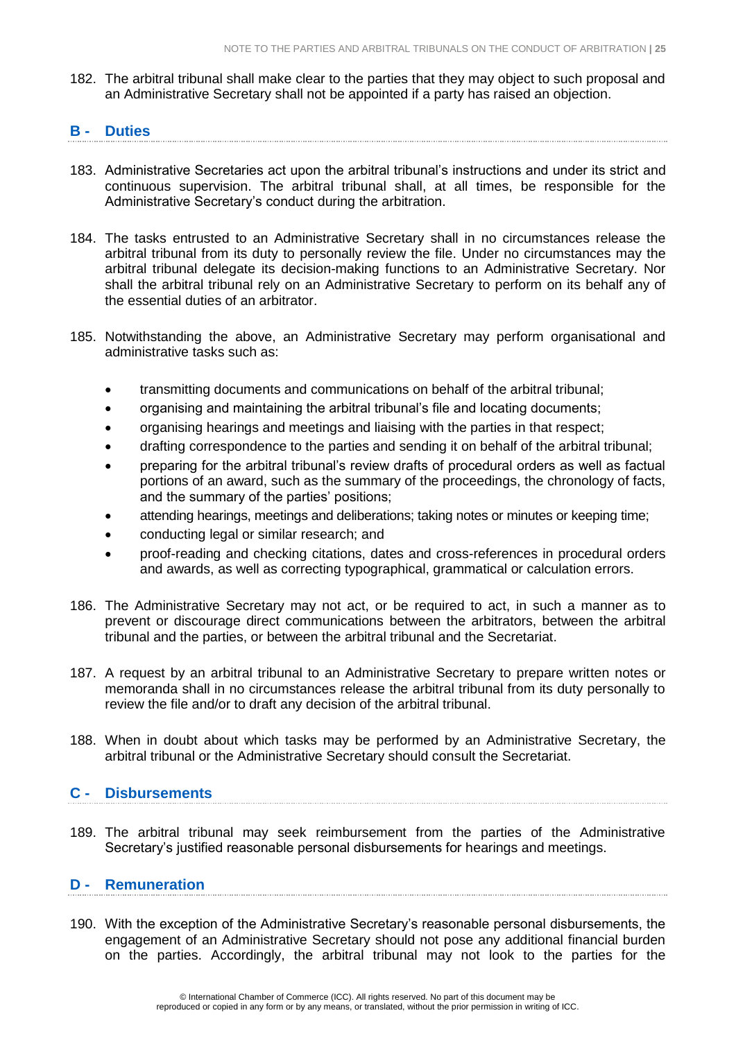182. The arbitral tribunal shall make clear to the parties that they may object to such proposal and an Administrative Secretary shall not be appointed if a party has raised an objection.

## B - Duties

183. Administrative Secretaries act upon the arbitral tribunal's instructions and under its strict and continuous supervision. The arbitral tribunal shall, at all times, be responsible for the Administrative Secretary's conduct during the arbitration.

184. The tasks entrusted to an Administrative Secretary shall in no circumstances release the arbitral tribunal from its duty to personally review the file. Under no circumstances may the arbitral tribunal delegate its decision-making functions to an Administrative Secretary. Nor shall the arbitral tribunal rely on an Administrative Secretary to perform on its behalf any of the essential duties of an arbitrator.

185. Notwithstanding the above, an Administrative Secretary may perform organisational and administrative tasks such as:

- transmitting documents and communications on behalf of the arbitral tribunal;
- organising and maintaining the arbitral tribunal's file and locating documents;
- organising hearings and meetings and liaising with the parties in that respect;
- drafting correspondence to the parties and sending it on behalf of the arbitral tribunal;
- preparing for the arbitral tribunal's review drafts of procedural orders as well as factual portions of an award, such as the summary of the proceedings, the chronology of facts, and the summary of the parties' positions;
- attending hearings, meetings and deliberations; taking notes or minutes or keeping time;
- conducting legal or similar research; and
- proof-reading and checking citations, dates and cross-references in procedural orders and awards, as well as correcting typographical, grammatical or calculation errors.

186. The Administrative Secretary may not act, or be required to act, in such a manner as to prevent or discourage direct communications between the arbitrators, between the arbitral tribunal and the parties, or between the arbitral tribunal and the Secretariat.

187. A request by an arbitral tribunal to an Administrative Secretary to prepare written notes or memoranda shall in no circumstances release the arbitral tribunal from its duty personally to review the file and/or to draft any decision of the arbitral tribunal.

188. When in doubt about which tasks may be performed by an Administrative Secretary, the arbitral tribunal or the Administrative Secretary should consult the Secretariat.

## C - Disbursements

189. The arbitral tribunal may seek reimbursement from the parties of the Administrative Secretary's justified reasonable personal disbursements for hearings and meetings.

## D - Remuneration

190. With the exception of the Administrative Secretary's reasonable personal disbursements, the engagement of an Administrative Secretary should not pose any additional financial burden on the parties. Accordingly, the arbitral tribunal may not look to the parties for the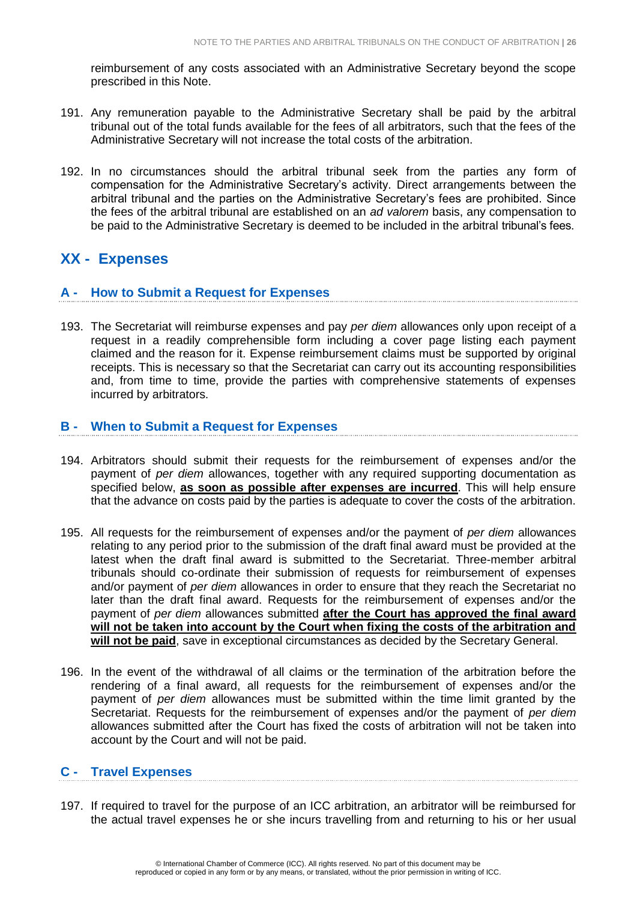reimbursement of any costs associated with an Administrative Secretary beyond the scope prescribed in this Note.

191. Any remuneration payable to the Administrative Secretary shall be paid by the arbitral tribunal out of the total funds available for the fees of all arbitrators, such that the fees of the Administrative Secretary will not increase the total costs of the arbitration.

192. In no circumstances should the arbitral tribunal seek from the parties any form of compensation for the Administrative Secretary's activity. Direct arrangements between the arbitral tribunal and the parties on the Administrative Secretary's fees are prohibited. Since the fees of the arbitral tribunal are established on an *ad valorem* basis, any compensation to be paid to the Administrative Secretary is deemed to be included in the arbitral tribunal's fees.

## XX - Expenses

### A - How to Submit a Request for Expenses

193. The Secretariat will reimburse expenses and pay *per diem* allowances only upon receipt of a request in a readily comprehensible form including a cover page listing each payment claimed and the reason for it. Expense reimbursement claims must be supported by original receipts. This is necessary so that the Secretariat can carry out its accounting responsibilities and, from time to time, provide the parties with comprehensive statements of expenses incurred by arbitrators.

### B - When to Submit a Request for Expenses

194. Arbitrators should submit their requests for the reimbursement of expenses and/or the payment of *per diem* allowances, together with any required supporting documentation as specified below, **as soon as possible after expenses are incurred**. This will help ensure that the advance on costs paid by the parties is adequate to cover the costs of the arbitration.

195. All requests for the reimbursement of expenses and/or the payment of *per diem* allowances relating to any period prior to the submission of the draft final award must be provided at the latest when the draft final award is submitted to the Secretariat. Three-member arbitral tribunals should co-ordinate their submission of requests for reimbursement of expenses and/or payment of *per diem* allowances in order to ensure that they reach the Secretariat no later than the draft final award. Requests for the reimbursement of expenses and/or the payment of *per diem* allowances submitted **after the Court has approved the final award will not be taken into account by the Court when fixing the costs of the arbitration and will not be paid**, save in exceptional circumstances as decided by the Secretary General.

196. In the event of the withdrawal of all claims or the termination of the arbitration before the rendering of a final award, all requests for the reimbursement of expenses and/or the payment of *per diem* allowances must be submitted within the time limit granted by the Secretariat. Requests for the reimbursement of expenses and/or the payment of *per diem* allowances submitted after the Court has fixed the costs of arbitration will not be taken into account by the Court and will not be paid.

### C - Travel Expenses

197. If required to travel for the purpose of an ICC arbitration, an arbitrator will be reimbursed for the actual travel expenses he or she incurs travelling from and returning to his or her usual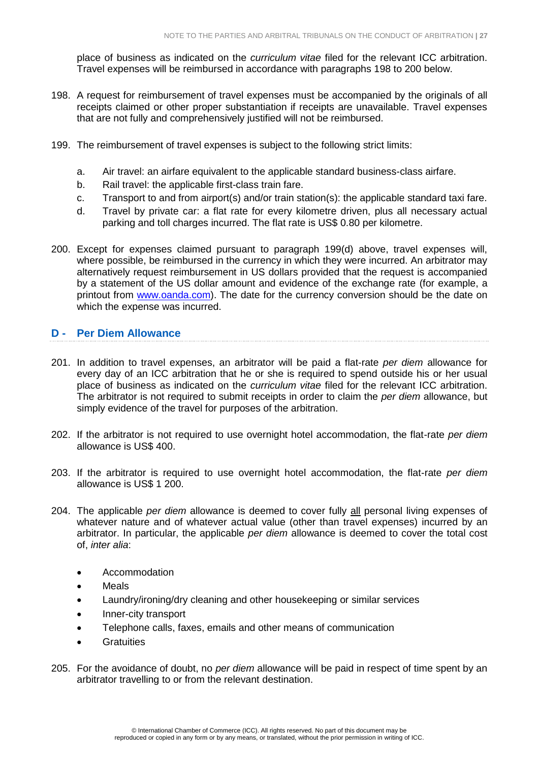place of business as indicated on the *curriculum vitae* filed for the relevant ICC arbitration. Travel expenses will be reimbursed in accordance with paragraphs 198 to 200 below.

198. A request for reimbursement of travel expenses must be accompanied by the originals of all receipts claimed or other proper substantiation if receipts are unavailable. Travel expenses that are not fully and comprehensively justified will not be reimbursed.

199. The reimbursement of travel expenses is subject to the following strict limits:

    a. Air travel: an airfare equivalent to the applicable standard business-class airfare.
    b. Rail travel: the applicable first-class train fare.
    c. Transport to and from airport(s) and/or train station(s): the applicable standard taxi fare.
    d. Travel by private car: a flat rate for every kilometre driven, plus all necessary actual parking and toll charges incurred. The flat rate is US$ 0.80 per kilometre.

200. Except for expenses claimed pursuant to paragraph 199(d) above, travel expenses will, where possible, be reimbursed in the currency in which they were incurred. An arbitrator may alternatively request reimbursement in US dollars provided that the request is accompanied by a statement of the US dollar amount and evidence of the exchange rate (for example, a printout from www.oanda.com). The date for the currency conversion should be the date on which the expense was incurred.

## D - Per Diem Allowance

201. In addition to travel expenses, an arbitrator will be paid a flat-rate *per diem* allowance for every day of an ICC arbitration that he or she is required to spend outside his or her usual place of business as indicated on the *curriculum vitae* filed for the relevant ICC arbitration. The arbitrator is not required to submit receipts in order to claim the *per diem* allowance, but simply evidence of the travel for purposes of the arbitration.

202. If the arbitrator is not required to use overnight hotel accommodation, the flat-rate *per diem* allowance is US$ 400.

203. If the arbitrator is required to use overnight hotel accommodation, the flat-rate *per diem* allowance is US$ 1 200.

204. The applicable *per diem* allowance is deemed to cover fully all personal living expenses of whatever nature and of whatever actual value (other than travel expenses) incurred by an arbitrator. In particular, the applicable *per diem* allowance is deemed to cover the total cost of, *inter alia*:

    - Accommodation
    - Meals
    - Laundry/ironing/dry cleaning and other housekeeping or similar services
    - Inner-city transport
    - Telephone calls, faxes, emails and other means of communication
    - Gratuities

205. For the avoidance of doubt, no *per diem* allowance will be paid in respect of time spent by an arbitrator travelling to or from the relevant destination.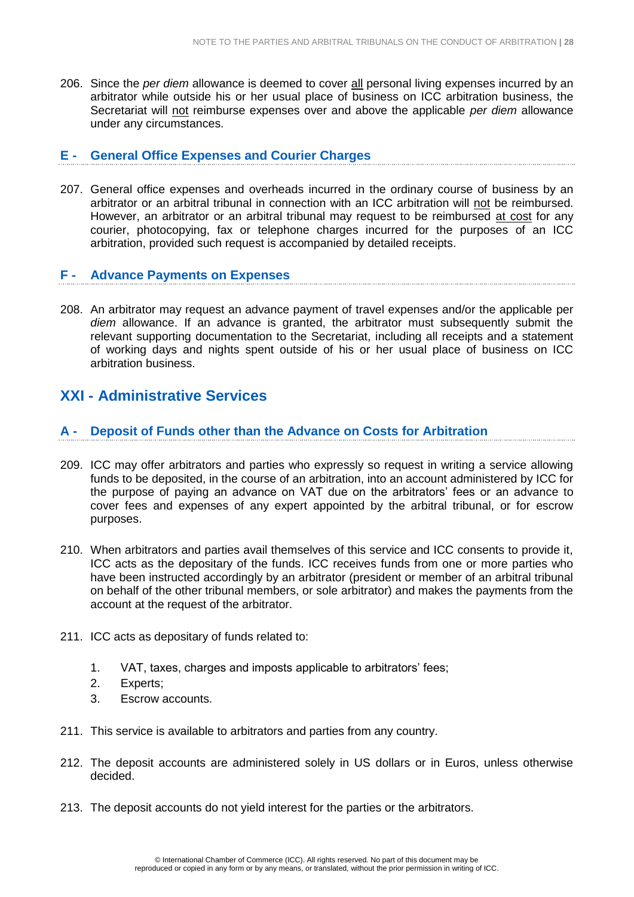206. Since the *per diem* allowance is deemed to cover all personal living expenses incurred by an arbitrator while outside his or her usual place of business on ICC arbitration business, the Secretariat will not reimburse expenses over and above the applicable *per diem* allowance under any circumstances.

### E - General Office Expenses and Courier Charges

207. General office expenses and overheads incurred in the ordinary course of business by an arbitrator or an arbitral tribunal in connection with an ICC arbitration will not be reimbursed. However, an arbitrator or an arbitral tribunal may request to be reimbursed at cost for any courier, photocopying, fax or telephone charges incurred for the purposes of an ICC arbitration, provided such request is accompanied by detailed receipts.

### F - Advance Payments on Expenses

208. An arbitrator may request an advance payment of travel expenses and/or the applicable per *diem* allowance. If an advance is granted, the arbitrator must subsequently submit the relevant supporting documentation to the Secretariat, including all receipts and a statement of working days and nights spent outside of his or her usual place of business on ICC arbitration business.

## XXI - Administrative Services

### A - Deposit of Funds other than the Advance on Costs for Arbitration

209. ICC may offer arbitrators and parties who expressly so request in writing a service allowing funds to be deposited, in the course of an arbitration, into an account administered by ICC for the purpose of paying an advance on VAT due on the arbitrators' fees or an advance to cover fees and expenses of any expert appointed by the arbitral tribunal, or for escrow purposes.

210. When arbitrators and parties avail themselves of this service and ICC consents to provide it, ICC acts as the depositary of the funds. ICC receives funds from one or more parties who have been instructed accordingly by an arbitrator (president or member of an arbitral tribunal on behalf of the other tribunal members, or sole arbitrator) and makes the payments from the account at the request of the arbitrator.

211. ICC acts as depositary of funds related to:

    1. VAT, taxes, charges and imposts applicable to arbitrators' fees;
    2. Experts;
    3. Escrow accounts.

211. This service is available to arbitrators and parties from any country.

212. The deposit accounts are administered solely in US dollars or in Euros, unless otherwise decided.

213. The deposit accounts do not yield interest for the parties or the arbitrators.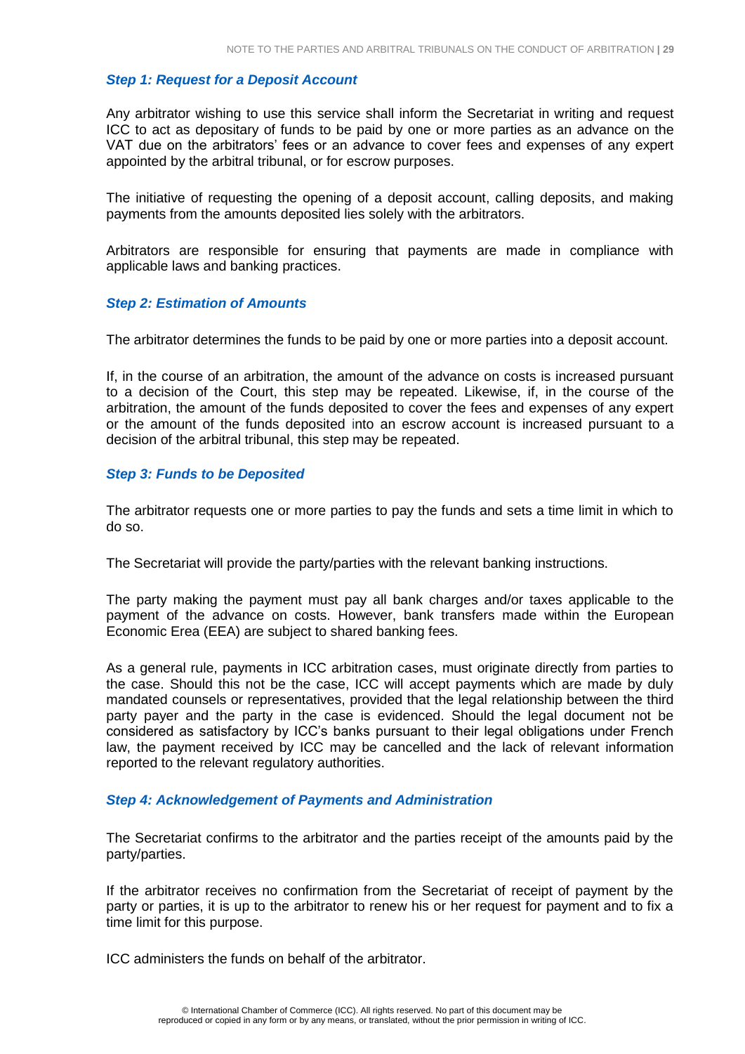### *Step 1: Request for a Deposit Account*

Any arbitrator wishing to use this service shall inform the Secretariat in writing and request ICC to act as depositary of funds to be paid by one or more parties as an advance on the VAT due on the arbitrators' fees or an advance to cover fees and expenses of any expert appointed by the arbitral tribunal, or for escrow purposes.

The initiative of requesting the opening of a deposit account, calling deposits, and making payments from the amounts deposited lies solely with the arbitrators.

Arbitrators are responsible for ensuring that payments are made in compliance with applicable laws and banking practices.

### *Step 2: Estimation of Amounts*

The arbitrator determines the funds to be paid by one or more parties into a deposit account.

If, in the course of an arbitration, the amount of the advance on costs is increased pursuant to a decision of the Court, this step may be repeated. Likewise, if, in the course of the arbitration, the amount of the funds deposited to cover the fees and expenses of any expert or the amount of the funds deposited into an escrow account is increased pursuant to a decision of the arbitral tribunal, this step may be repeated.

### *Step 3: Funds to be Deposited*

The arbitrator requests one or more parties to pay the funds and sets a time limit in which to do so.

The Secretariat will provide the party/parties with the relevant banking instructions.

The party making the payment must pay all bank charges and/or taxes applicable to the payment of the advance on costs. However, bank transfers made within the European Economic Erea (EEA) are subject to shared banking fees.

As a general rule, payments in ICC arbitration cases, must originate directly from parties to the case. Should this not be the case, ICC will accept payments which are made by duly mandated counsels or representatives, provided that the legal relationship between the third party payer and the party in the case is evidenced. Should the legal document not be considered as satisfactory by ICC's banks pursuant to their legal obligations under French law, the payment received by ICC may be cancelled and the lack of relevant information reported to the relevant regulatory authorities.

### *Step 4: Acknowledgement of Payments and Administration*

The Secretariat confirms to the arbitrator and the parties receipt of the amounts paid by the party/parties.

If the arbitrator receives no confirmation from the Secretariat of receipt of payment by the party or parties, it is up to the arbitrator to renew his or her request for payment and to fix a time limit for this purpose.

ICC administers the funds on behalf of the arbitrator.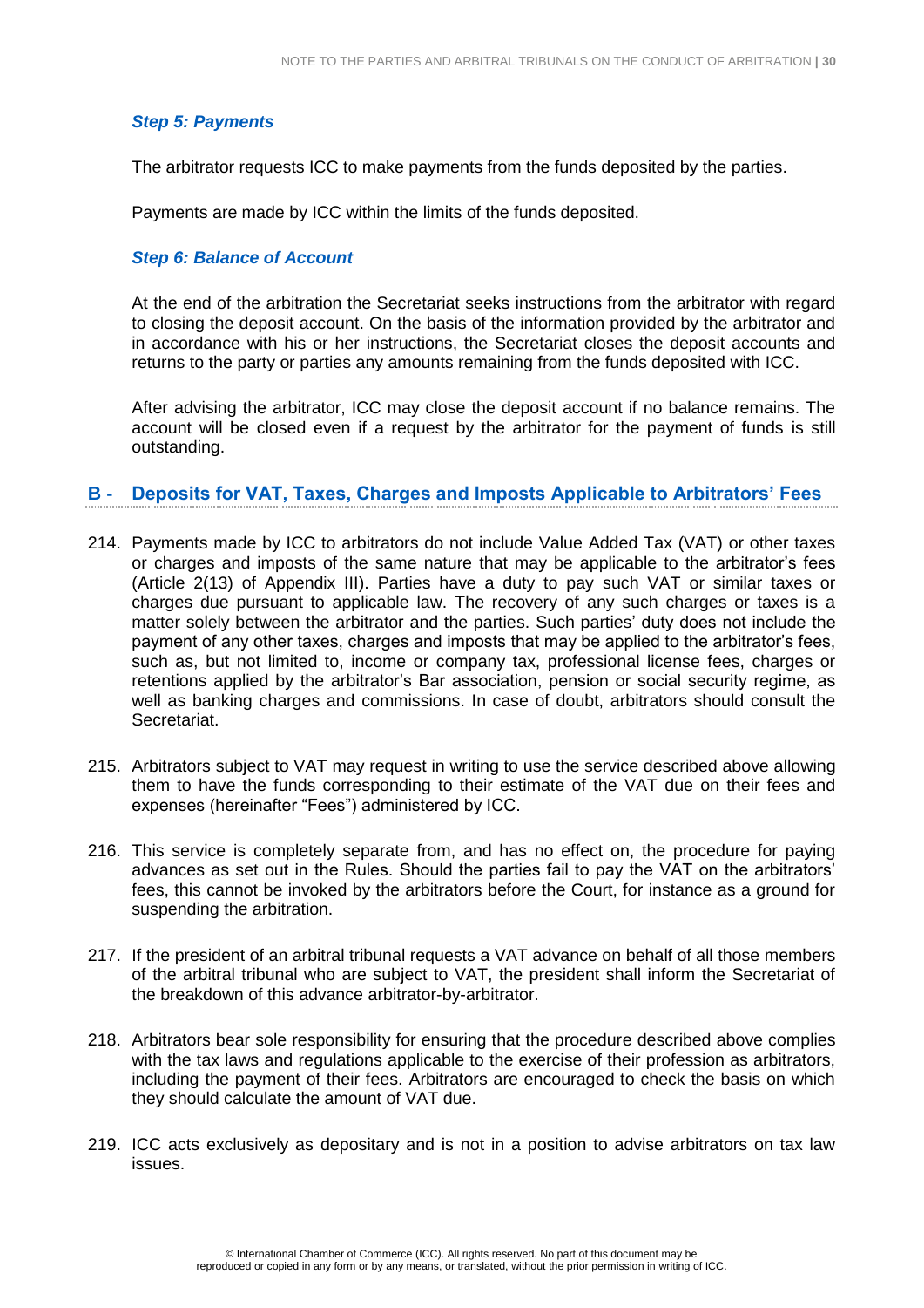***Step 5: Payments***

The arbitrator requests ICC to make payments from the funds deposited by the parties.

Payments are made by ICC within the limits of the funds deposited.

***Step 6: Balance of Account***

At the end of the arbitration the Secretariat seeks instructions from the arbitrator with regard to closing the deposit account. On the basis of the information provided by the arbitrator and in accordance with his or her instructions, the Secretariat closes the deposit accounts and returns to the party or parties any amounts remaining from the funds deposited with ICC.

After advising the arbitrator, ICC may close the deposit account if no balance remains. The account will be closed even if a request by the arbitrator for the payment of funds is still outstanding.

## B - Deposits for VAT, Taxes, Charges and Imposts Applicable to Arbitrators' Fees

214. Payments made by ICC to arbitrators do not include Value Added Tax (VAT) or other taxes or charges and imposts of the same nature that may be applicable to the arbitrator's fees (Article 2(13) of Appendix III). Parties have a duty to pay such VAT or similar taxes or charges due pursuant to applicable law. The recovery of any such charges or taxes is a matter solely between the arbitrator and the parties. Such parties' duty does not include the payment of any other taxes, charges and imposts that may be applied to the arbitrator's fees, such as, but not limited to, income or company tax, professional license fees, charges or retentions applied by the arbitrator's Bar association, pension or social security regime, as well as banking charges and commissions. In case of doubt, arbitrators should consult the Secretariat.

215. Arbitrators subject to VAT may request in writing to use the service described above allowing them to have the funds corresponding to their estimate of the VAT due on their fees and expenses (hereinafter "Fees") administered by ICC.

216. This service is completely separate from, and has no effect on, the procedure for paying advances as set out in the Rules. Should the parties fail to pay the VAT on the arbitrators' fees, this cannot be invoked by the arbitrators before the Court, for instance as a ground for suspending the arbitration.

217. If the president of an arbitral tribunal requests a VAT advance on behalf of all those members of the arbitral tribunal who are subject to VAT, the president shall inform the Secretariat of the breakdown of this advance arbitrator-by-arbitrator.

218. Arbitrators bear sole responsibility for ensuring that the procedure described above complies with the tax laws and regulations applicable to the exercise of their profession as arbitrators, including the payment of their fees. Arbitrators are encouraged to check the basis on which they should calculate the amount of VAT due.

219. ICC acts exclusively as depositary and is not in a position to advise arbitrators on tax law issues.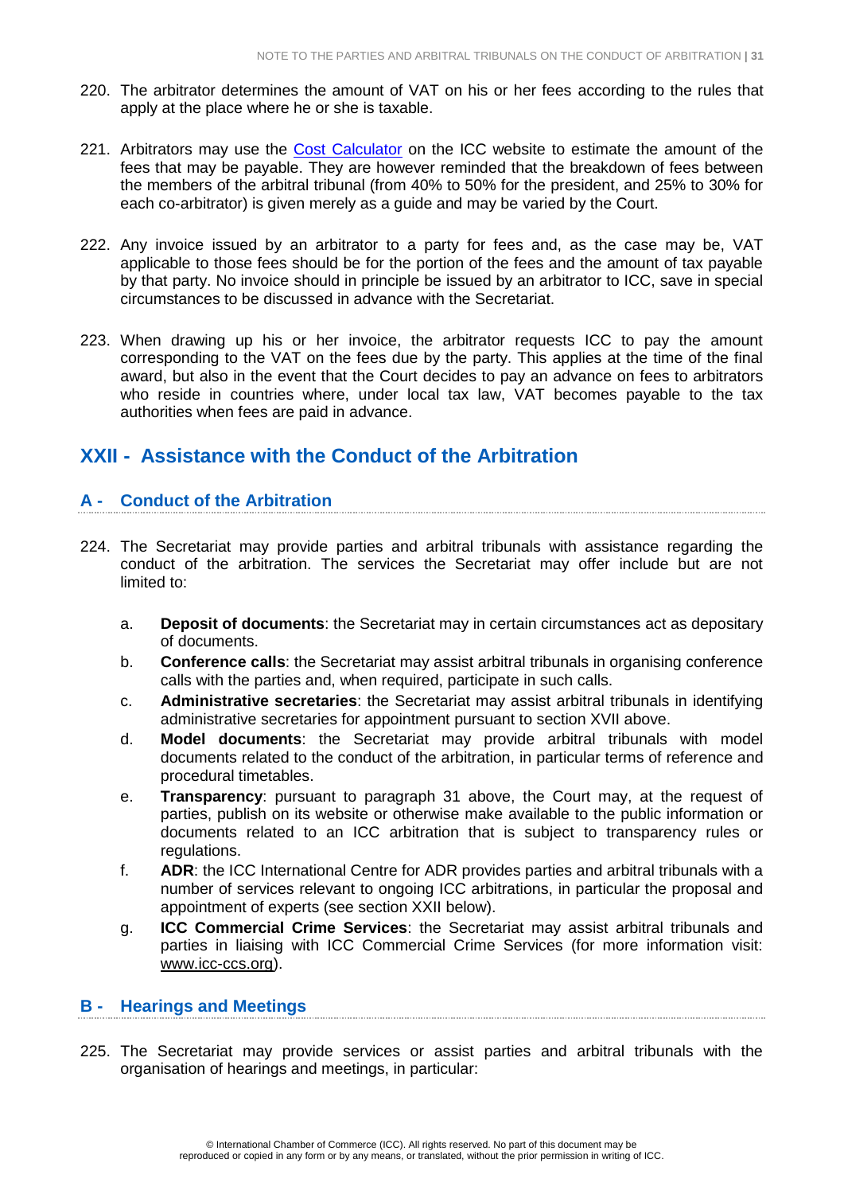220. The arbitrator determines the amount of VAT on his or her fees according to the rules that apply at the place where he or she is taxable.

221. Arbitrators may use the [Cost Calculator](#) on the ICC website to estimate the amount of the fees that may be payable. They are however reminded that the breakdown of fees between the members of the arbitral tribunal (from 40% to 50% for the president, and 25% to 30% for each co-arbitrator) is given merely as a guide and may be varied by the Court.

222. Any invoice issued by an arbitrator to a party for fees and, as the case may be, VAT applicable to those fees should be for the portion of the fees and the amount of tax payable by that party. No invoice should in principle be issued by an arbitrator to ICC, save in special circumstances to be discussed in advance with the Secretariat.

223. When drawing up his or her invoice, the arbitrator requests ICC to pay the amount corresponding to the VAT on the fees due by the party. This applies at the time of the final award, but also in the event that the Court decides to pay an advance on fees to arbitrators who reside in countries where, under local tax law, VAT becomes payable to the tax authorities when fees are paid in advance.

## XXII - Assistance with the Conduct of the Arbitration

### A - Conduct of the Arbitration

224. The Secretariat may provide parties and arbitral tribunals with assistance regarding the conduct of the arbitration. The services the Secretariat may offer include but are not limited to:

    a. **Deposit of documents**: the Secretariat may in certain circumstances act as depositary of documents.
    b. **Conference calls**: the Secretariat may assist arbitral tribunals in organising conference calls with the parties and, when required, participate in such calls.
    c. **Administrative secretaries**: the Secretariat may assist arbitral tribunals in identifying administrative secretaries for appointment pursuant to section XVII above.
    d. **Model documents**: the Secretariat may provide arbitral tribunals with model documents related to the conduct of the arbitration, in particular terms of reference and procedural timetables.
    e. **Transparency**: pursuant to paragraph 31 above, the Court may, at the request of parties, publish on its website or otherwise make available to the public information or documents related to an ICC arbitration that is subject to transparency rules or regulations.
    f. **ADR**: the ICC International Centre for ADR provides parties and arbitral tribunals with a number of services relevant to ongoing ICC arbitrations, in particular the proposal and appointment of experts (see section XXII below).
    g. **ICC Commercial Crime Services**: the Secretariat may assist arbitral tribunals and parties in liaising with ICC Commercial Crime Services (for more information visit: www.icc-ccs.org).

### B - Hearings and Meetings

225. The Secretariat may provide services or assist parties and arbitral tribunals with the organisation of hearings and meetings, in particular: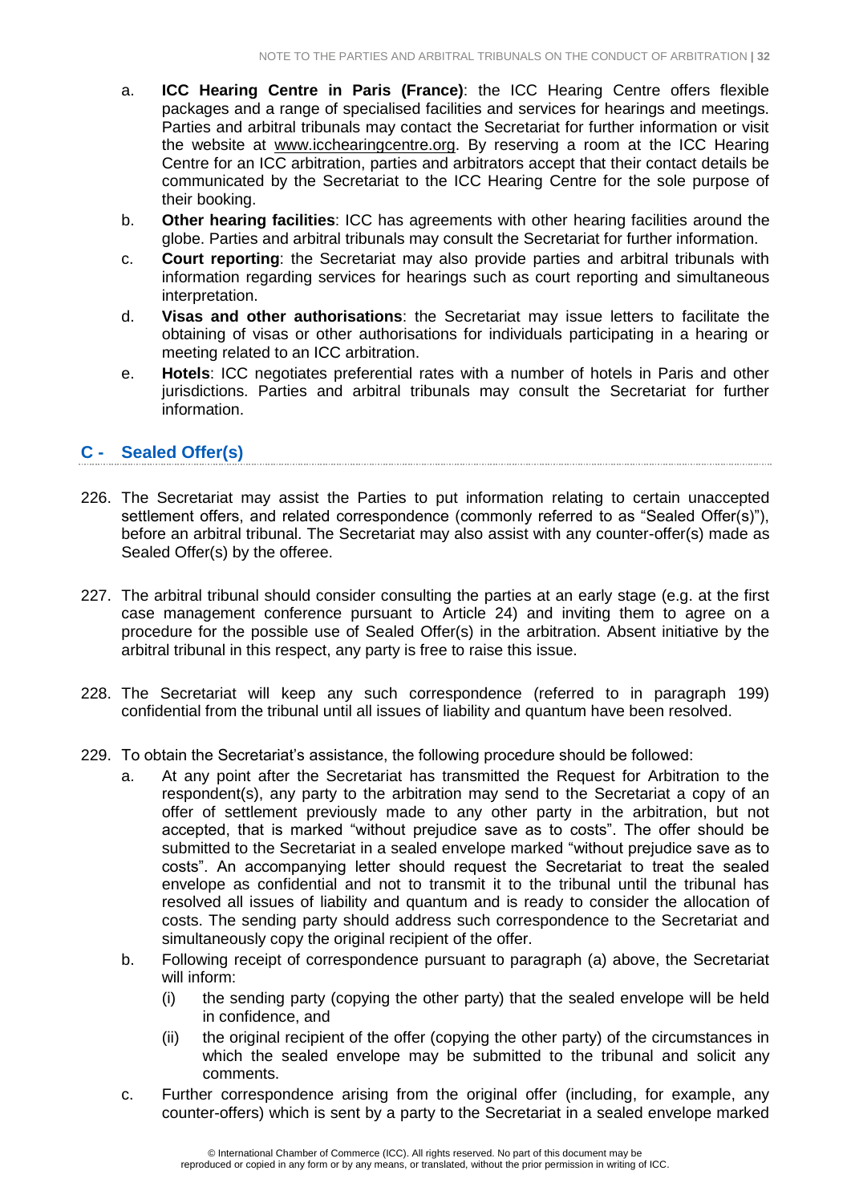a. **ICC Hearing Centre in Paris (France)**: the ICC Hearing Centre offers flexible packages and a range of specialised facilities and services for hearings and meetings. Parties and arbitral tribunals may contact the Secretariat for further information or visit the website at www.icchearingcentre.org. By reserving a room at the ICC Hearing Centre for an ICC arbitration, parties and arbitrators accept that their contact details be communicated by the Secretariat to the ICC Hearing Centre for the sole purpose of their booking.

b. **Other hearing facilities**: ICC has agreements with other hearing facilities around the globe. Parties and arbitral tribunals may consult the Secretariat for further information.

c. **Court reporting**: the Secretariat may also provide parties and arbitral tribunals with information regarding services for hearings such as court reporting and simultaneous interpretation.

d. **Visas and other authorisations**: the Secretariat may issue letters to facilitate the obtaining of visas or other authorisations for individuals participating in a hearing or meeting related to an ICC arbitration.

e. **Hotels**: ICC negotiates preferential rates with a number of hotels in Paris and other jurisdictions. Parties and arbitral tribunals may consult the Secretariat for further information.

## C - Sealed Offer(s)

226. The Secretariat may assist the Parties to put information relating to certain unaccepted settlement offers, and related correspondence (commonly referred to as "Sealed Offer(s)"), before an arbitral tribunal. The Secretariat may also assist with any counter-offer(s) made as Sealed Offer(s) by the offeree.

227. The arbitral tribunal should consider consulting the parties at an early stage (e.g. at the first case management conference pursuant to Article 24) and inviting them to agree on a procedure for the possible use of Sealed Offer(s) in the arbitration. Absent initiative by the arbitral tribunal in this respect, any party is free to raise this issue.

228. The Secretariat will keep any such correspondence (referred to in paragraph 199) confidential from the tribunal until all issues of liability and quantum have been resolved.

229. To obtain the Secretariat's assistance, the following procedure should be followed:

a. At any point after the Secretariat has transmitted the Request for Arbitration to the respondent(s), any party to the arbitration may send to the Secretariat a copy of an offer of settlement previously made to any other party in the arbitration, but not accepted, that is marked "without prejudice save as to costs". The offer should be submitted to the Secretariat in a sealed envelope marked "without prejudice save as to costs". An accompanying letter should request the Secretariat to treat the sealed envelope as confidential and not to transmit it to the tribunal until the tribunal has resolved all issues of liability and quantum and is ready to consider the allocation of costs. The sending party should address such correspondence to the Secretariat and simultaneously copy the original recipient of the offer.

b. Following receipt of correspondence pursuant to paragraph (a) above, the Secretariat will inform:

   (i) the sending party (copying the other party) that the sealed envelope will be held in confidence, and

   (ii) the original recipient of the offer (copying the other party) of the circumstances in which the sealed envelope may be submitted to the tribunal and solicit any comments.

c. Further correspondence arising from the original offer (including, for example, any counter-offers) which is sent by a party to the Secretariat in a sealed envelope marked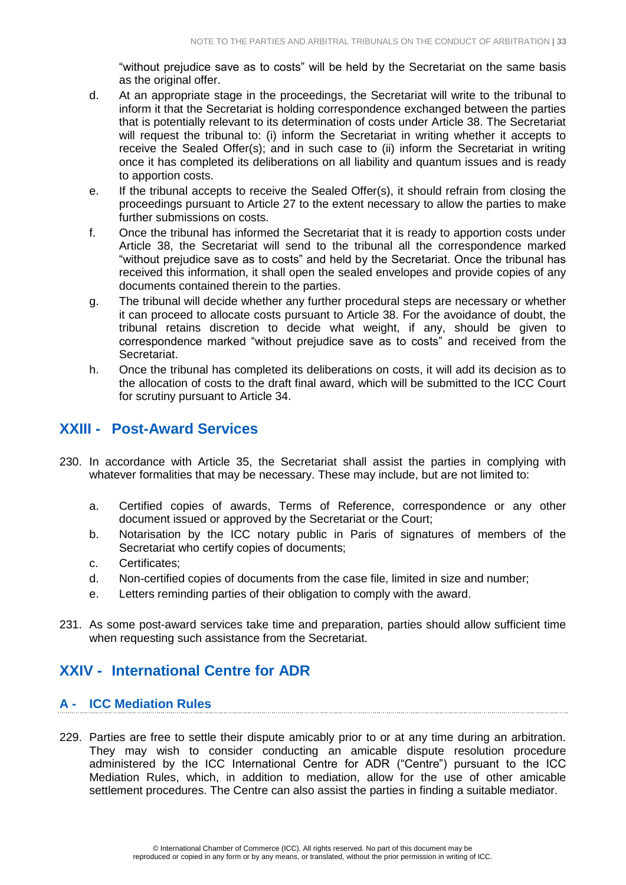“without prejudice save as to costs” will be held by the Secretariat on the same basis as the original offer.

d. At an appropriate stage in the proceedings, the Secretariat will write to the tribunal to inform it that the Secretariat is holding correspondence exchanged between the parties that is potentially relevant to its determination of costs under Article 38. The Secretariat will request the tribunal to: (i) inform the Secretariat in writing whether it accepts to receive the Sealed Offer(s); and in such case to (ii) inform the Secretariat in writing once it has completed its deliberations on all liability and quantum issues and is ready to apportion costs.

e. If the tribunal accepts to receive the Sealed Offer(s), it should refrain from closing the proceedings pursuant to Article 27 to the extent necessary to allow the parties to make further submissions on costs.

f. Once the tribunal has informed the Secretariat that it is ready to apportion costs under Article 38, the Secretariat will send to the tribunal all the correspondence marked “without prejudice save as to costs” and held by the Secretariat. Once the tribunal has received this information, it shall open the sealed envelopes and provide copies of any documents contained therein to the parties.

g. The tribunal will decide whether any further procedural steps are necessary or whether it can proceed to allocate costs pursuant to Article 38. For the avoidance of doubt, the tribunal retains discretion to decide what weight, if any, should be given to correspondence marked “without prejudice save as to costs” and received from the Secretariat.

h. Once the tribunal has completed its deliberations on costs, it will add its decision as to the allocation of costs to the draft final award, which will be submitted to the ICC Court for scrutiny pursuant to Article 34.

## XXIII - Post-Award Services

230. In accordance with Article 35, the Secretariat shall assist the parties in complying with whatever formalities that may be necessary. These may include, but are not limited to:

   a. Certified copies of awards, Terms of Reference, correspondence or any other document issued or approved by the Secretariat or the Court;
   b. Notarisation by the ICC notary public in Paris of signatures of members of the Secretariat who certify copies of documents;
   c. Certificates;
   d. Non-certified copies of documents from the case file, limited in size and number;
   e. Letters reminding parties of their obligation to comply with the award.

231. As some post-award services take time and preparation, parties should allow sufficient time when requesting such assistance from the Secretariat.

## XXIV - International Centre for ADR

### A - ICC Mediation Rules

229. Parties are free to settle their dispute amicably prior to or at any time during an arbitration. They may wish to consider conducting an amicable dispute resolution procedure administered by the ICC International Centre for ADR (“Centre”) pursuant to the ICC Mediation Rules, which, in addition to mediation, allow for the use of other amicable settlement procedures. The Centre can also assist the parties in finding a suitable mediator.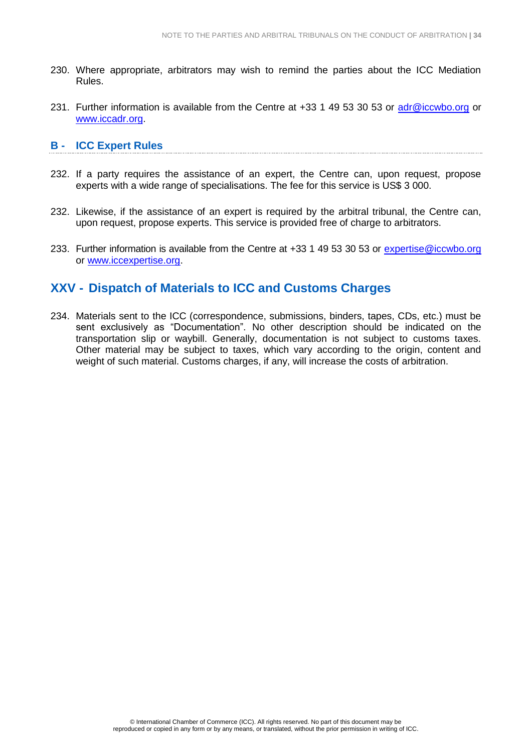230. Where appropriate, arbitrators may wish to remind the parties about the ICC Mediation Rules.

231. Further information is available from the Centre at +33 1 49 53 30 53 or adr@iccwbo.org or www.iccadr.org.

### B - ICC Expert Rules

232. If a party requires the assistance of an expert, the Centre can, upon request, propose experts with a wide range of specialisations. The fee for this service is US$ 3 000.

232. Likewise, if the assistance of an expert is required by the arbitral tribunal, the Centre can, upon request, propose experts. This service is provided free of charge to arbitrators.

233. Further information is available from the Centre at +33 1 49 53 30 53 or expertise@iccwbo.org or www.iccexpertise.org.

## XXV - Dispatch of Materials to ICC and Customs Charges

234. Materials sent to the ICC (correspondence, submissions, binders, tapes, CDs, etc.) must be sent exclusively as "Documentation". No other description should be indicated on the transportation slip or waybill. Generally, documentation is not subject to customs taxes. Other material may be subject to taxes, which vary according to the origin, content and weight of such material. Customs charges, if any, will increase the costs of arbitration.